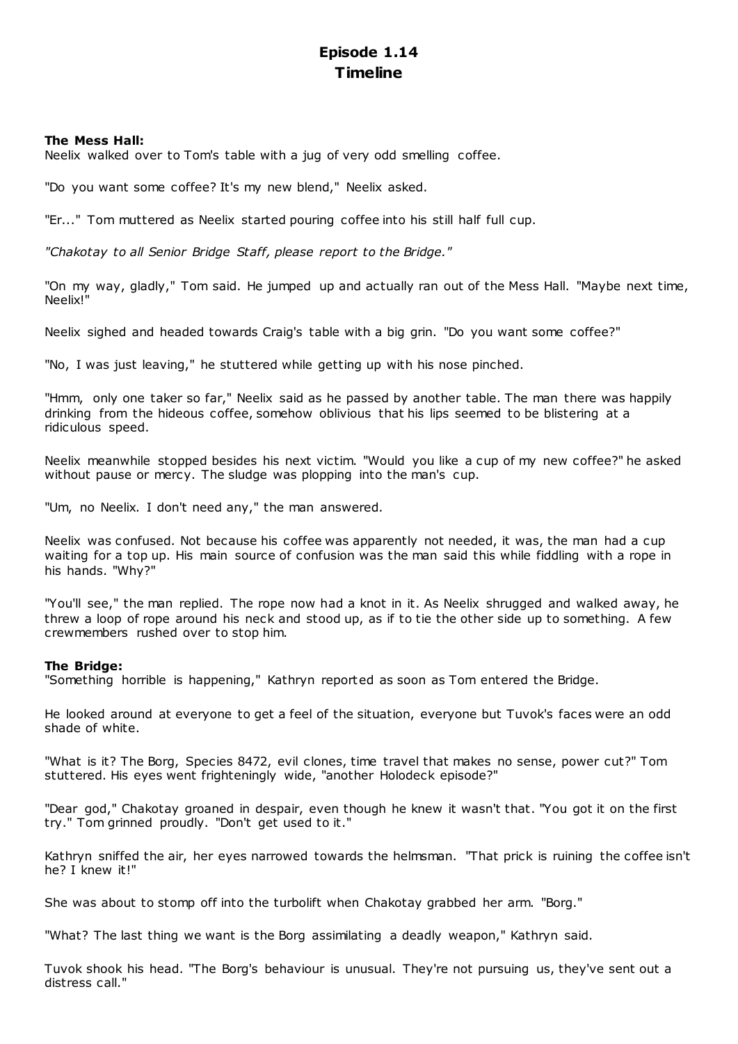# Episode 1.14
## Timeline

**The Mess Hall:**
Neelix walked over to Tom's table with a jug of very odd smelling coffee.

"Do you want some coffee? It's my new blend," Neelix asked.

"Er..." Tom muttered as Neelix started pouring coffee into his still half full cup.

*"Chakotay to all Senior Bridge Staff, please report to the Bridge."*

"On my way, gladly," Tom said. He jumped up and actually ran out of the Mess Hall. "Maybe next time, Neelix!"

Neelix sighed and headed towards Craig's table with a big grin. "Do you want some coffee?"

"No, I was just leaving," he stuttered while getting up with his nose pinched.

"Hmm, only one taker so far," Neelix said as he passed by another table. The man there was happily drinking from the hideous coffee, somehow oblivious that his lips seemed to be blistering at a ridiculous speed.

Neelix meanwhile stopped besides his next victim. "Would you like a cup of my new coffee?" he asked without pause or mercy. The sludge was plopping into the man's cup.

"Um, no Neelix. I don't need any," the man answered.

Neelix was confused. Not because his coffee was apparently not needed, it was, the man had a cup waiting for a top up. His main source of confusion was the man said this while fiddling with a rope in his hands. "Why?"

"You'll see," the man replied. The rope now had a knot in it. As Neelix shrugged and walked away, he threw a loop of rope around his neck and stood up, as if to tie the other side up to something. A few crewmembers rushed over to stop him.

**The Bridge:**
"Something horrible is happening," Kathryn reported as soon as Tom entered the Bridge.

He looked around at everyone to get a feel of the situation, everyone but Tuvok's faces were an odd shade of white.

"What is it? The Borg, Species 8472, evil clones, time travel that makes no sense, power cut?" Tom stuttered. His eyes went frighteningly wide, "another Holodeck episode?"

"Dear god," Chakotay groaned in despair, even though he knew it wasn't that. "You got it on the first try." Tom grinned proudly. "Don't get used to it."

Kathryn sniffed the air, her eyes narrowed towards the helmsman. "That prick is ruining the coffee isn't he? I knew it!"

She was about to stomp off into the turbolift when Chakotay grabbed her arm. "Borg."

"What? The last thing we want is the Borg assimilating a deadly weapon," Kathryn said.

Tuvok shook his head. "The Borg's behaviour is unusual. They're not pursuing us, they've sent out a distress call."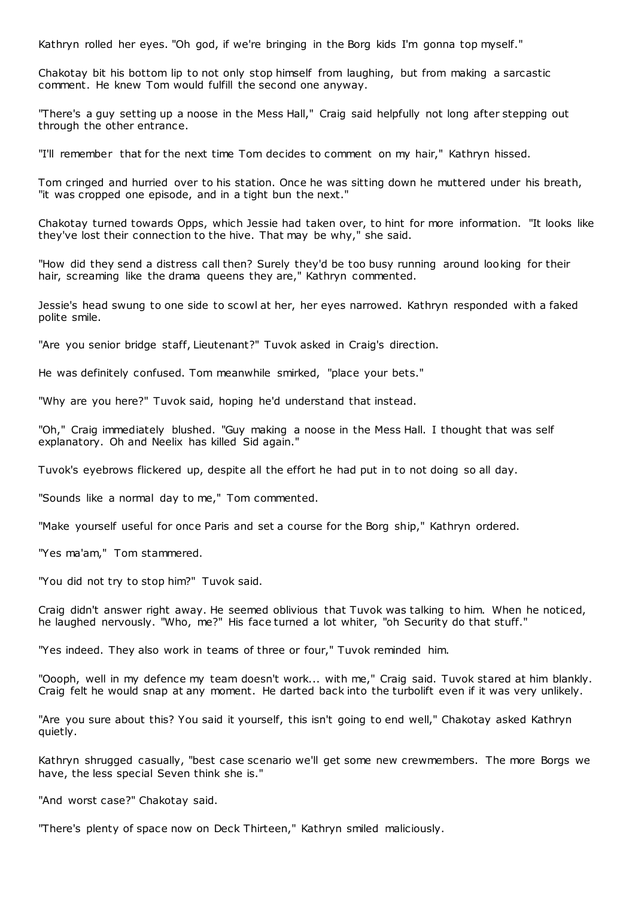Kathryn rolled her eyes. "Oh god, if we're bringing in the Borg kids I'm gonna top myself."

Chakotay bit his bottom lip to not only stop himself from laughing, but from making a sarcastic comment. He knew Tom would fulfill the second one anyway.

"There's a guy setting up a noose in the Mess Hall," Craig said helpfully not long after stepping out through the other entrance.

"I'll remember that for the next time Tom decides to comment on my hair," Kathryn hissed.

Tom cringed and hurried over to his station. Once he was sitting down he muttered under his breath, "it was cropped one episode, and in a tight bun the next."

Chakotay turned towards Opps, which Jessie had taken over, to hint for more information. "It looks like they've lost their connection to the hive. That may be why," she said.

"How did they send a distress call then? Surely they'd be too busy running around looking for their hair, screaming like the drama queens they are," Kathryn commented.

Jessie's head swung to one side to scowl at her, her eyes narrowed. Kathryn responded with a faked polite smile.

"Are you senior bridge staff, Lieutenant?" Tuvok asked in Craig's direction.

He was definitely confused. Tom meanwhile smirked, "place your bets."

"Why are you here?" Tuvok said, hoping he'd understand that instead.

"Oh," Craig immediately blushed. "Guy making a noose in the Mess Hall. I thought that was self explanatory. Oh and Neelix has killed Sid again."

Tuvok's eyebrows flickered up, despite all the effort he had put in to not doing so all day.

"Sounds like a normal day to me," Tom commented.

"Make yourself useful for once Paris and set a course for the Borg ship," Kathryn ordered.

"Yes ma'am," Tom stammered.

"You did not try to stop him?" Tuvok said.

Craig didn't answer right away. He seemed oblivious that Tuvok was talking to him. When he noticed, he laughed nervously. "Who, me?" His face turned a lot whiter, "oh Security do that stuff."

"Yes indeed. They also work in teams of three or four," Tuvok reminded him.

"Oooph, well in my defence my team doesn't work... with me," Craig said. Tuvok stared at him blankly. Craig felt he would snap at any moment. He darted back into the turbolift even if it was very unlikely.

"Are you sure about this? You said it yourself, this isn't going to end well," Chakotay asked Kathryn quietly.

Kathryn shrugged casually, "best case scenario we'll get some new crewmembers. The more Borgs we have, the less special Seven think she is."

"And worst case?" Chakotay said.

"There's plenty of space now on Deck Thirteen," Kathryn smiled maliciously.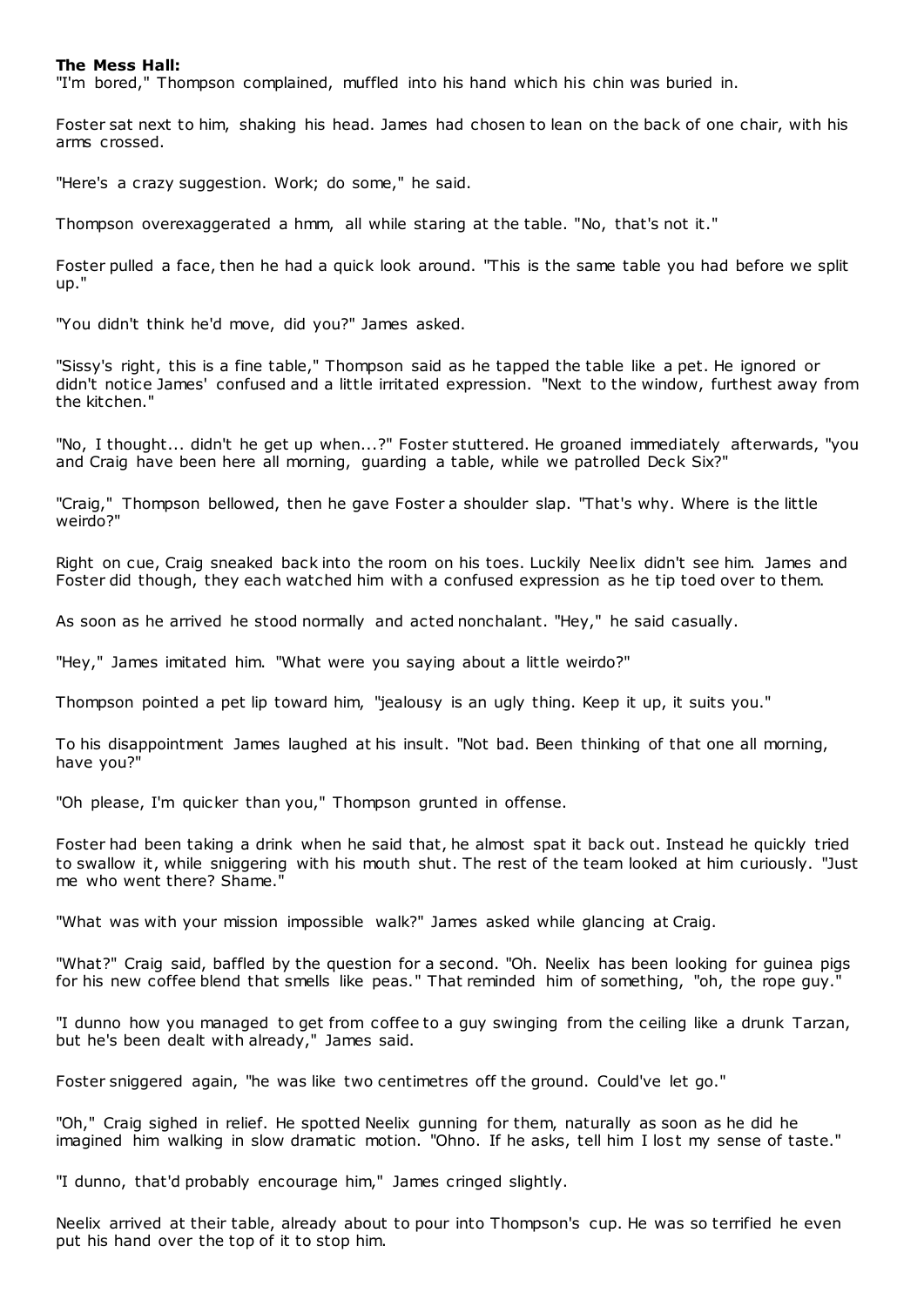**The Mess Hall:**

"I'm bored," Thompson complained, muffled into his hand which his chin was buried in.

Foster sat next to him, shaking his head. James had chosen to lean on the back of one chair, with his arms crossed.

"Here's a crazy suggestion. Work; do some," he said.

Thompson overexaggerated a hmm, all while staring at the table. "No, that's not it."

Foster pulled a face, then he had a quick look around. "This is the same table you had before we split up."

"You didn't think he'd move, did you?" James asked.

"Sissy's right, this is a fine table," Thompson said as he tapped the table like a pet. He ignored or didn't notice James' confused and a little irritated expression. "Next to the window, furthest away from the kitchen."

"No, I thought... didn't he get up when...?" Foster stuttered. He groaned immediately afterwards, "you and Craig have been here all morning, guarding a table, while we patrolled Deck Six?"

"Craig," Thompson bellowed, then he gave Foster a shoulder slap. "That's why. Where is the little weirdo?"

Right on cue, Craig sneaked back into the room on his toes. Luckily Neelix didn't see him. James and Foster did though, they each watched him with a confused expression as he tip toed over to them.

As soon as he arrived he stood normally and acted nonchalant. "Hey," he said casually.

"Hey," James imitated him. "What were you saying about a little weirdo?"

Thompson pointed a pet lip toward him, "jealousy is an ugly thing. Keep it up, it suits you."

To his disappointment James laughed at his insult. "Not bad. Been thinking of that one all morning, have you?"

"Oh please, I'm quicker than you," Thompson grunted in offense.

Foster had been taking a drink when he said that, he almost spat it back out. Instead he quickly tried to swallow it, while sniggering with his mouth shut. The rest of the team looked at him curiously. "Just me who went there? Shame."

"What was with your mission impossible walk?" James asked while glancing at Craig.

"What?" Craig said, baffled by the question for a second. "Oh. Neelix has been looking for guinea pigs for his new coffee blend that smells like peas." That reminded him of something, "oh, the rope guy."

"I dunno how you managed to get from coffee to a guy swinging from the ceiling like a drunk Tarzan, but he's been dealt with already," James said.

Foster sniggered again, "he was like two centimetres off the ground. Could've let go."

"Oh," Craig sighed in relief. He spotted Neelix gunning for them, naturally as soon as he did he imagined him walking in slow dramatic motion. "Ohno. If he asks, tell him I lost my sense of taste."

"I dunno, that'd probably encourage him," James cringed slightly.

Neelix arrived at their table, already about to pour into Thompson's cup. He was so terrified he even put his hand over the top of it to stop him.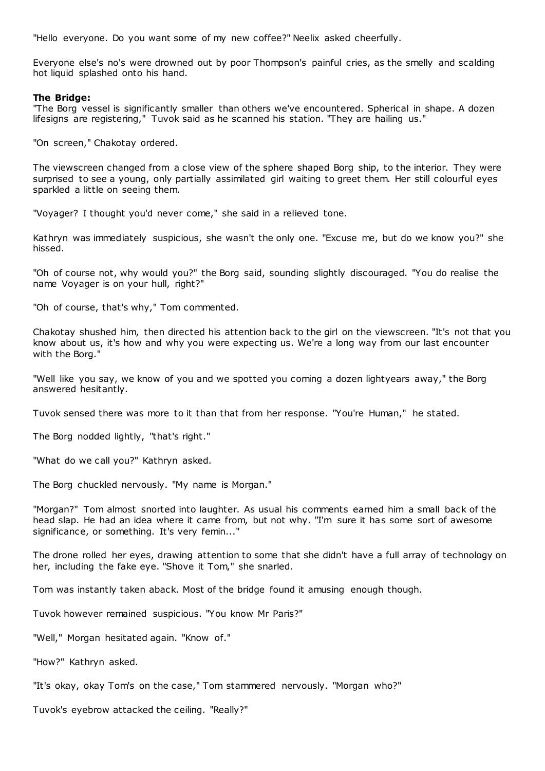"Hello everyone. Do you want some of my new coffee?" Neelix asked cheerfully.

Everyone else's no's were drowned out by poor Thompson's painful cries, as the smelly and scalding hot liquid splashed onto his hand.

**The Bridge:**

"The Borg vessel is significantly smaller than others we've encountered. Spherical in shape. A dozen lifesigns are registering," Tuvok said as he scanned his station. "They are hailing us."

"On screen," Chakotay ordered.

The viewscreen changed from a close view of the sphere shaped Borg ship, to the interior. They were surprised to see a young, only partially assimilated girl waiting to greet them. Her still colourful eyes sparkled a little on seeing them.

"Voyager? I thought you'd never come," she said in a relieved tone.

Kathryn was immediately suspicious, she wasn't the only one. "Excuse me, but do we know you?" she hissed.

"Oh of course not, why would you?" the Borg said, sounding slightly discouraged. "You do realise the name Voyager is on your hull, right?"

"Oh of course, that's why," Tom commented.

Chakotay shushed him, then directed his attention back to the girl on the viewscreen. "It's not that you know about us, it's how and why you were expecting us. We're a long way from our last encounter with the Borg."

"Well like you say, we know of you and we spotted you coming a dozen lightyears away," the Borg answered hesitantly.

Tuvok sensed there was more to it than that from her response. "You're Human," he stated.

The Borg nodded lightly, "that's right."

"What do we call you?" Kathryn asked.

The Borg chuckled nervously. "My name is Morgan."

"Morgan?" Tom almost snorted into laughter. As usual his comments earned him a small back of the head slap. He had an idea where it came from, but not why. "I'm sure it has some sort of awesome significance, or something. It's very femin..."

The drone rolled her eyes, drawing attention to some that she didn't have a full array of technology on her, including the fake eye. "Shove it Tom," she snarled.

Tom was instantly taken aback. Most of the bridge found it amusing enough though.

Tuvok however remained suspicious. "You know Mr Paris?"

"Well," Morgan hesitated again. "Know of."

"How?" Kathryn asked.

"It's okay, okay Tom's on the case," Tom stammered nervously. "Morgan who?"

Tuvok's eyebrow attacked the ceiling. "Really?"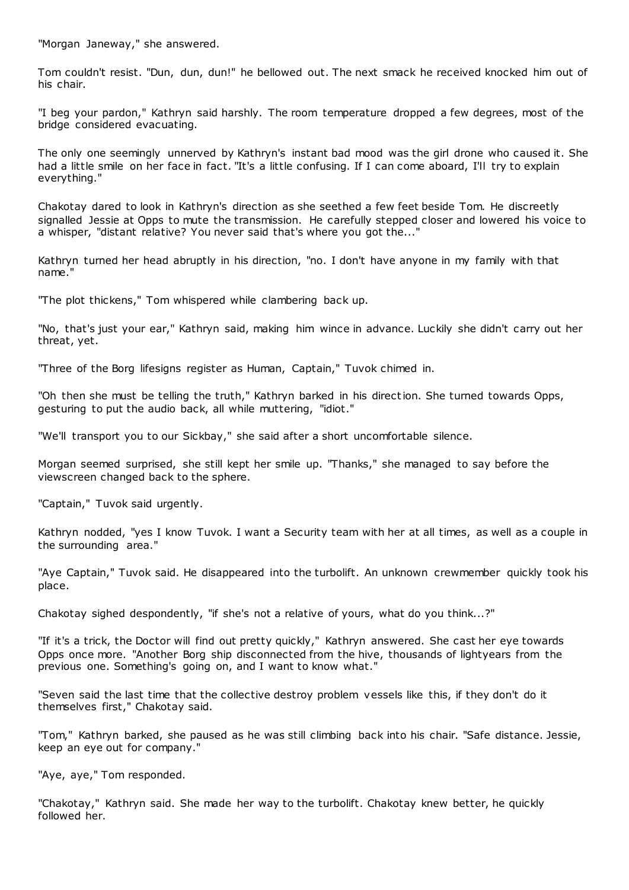"Morgan Janeway," she answered.

Tom couldn't resist. "Dun, dun, dun!" he bellowed out. The next smack he received knocked him out of his chair.

"I beg your pardon," Kathryn said harshly. The room temperature dropped a few degrees, most of the bridge considered evacuating.

The only one seemingly unnerved by Kathryn's instant bad mood was the girl drone who caused it. She had a little smile on her face in fact. "It's a little confusing. If I can come aboard, I'll try to explain everything."

Chakotay dared to look in Kathryn's direction as she seethed a few feet beside Tom. He discreetly signalled Jessie at Opps to mute the transmission. He carefully stepped closer and lowered his voice to a whisper, "distant relative? You never said that's where you got the..."

Kathryn turned her head abruptly in his direction, "no. I don't have anyone in my family with that name."

"The plot thickens," Tom whispered while clambering back up.

"No, that's just your ear," Kathryn said, making him wince in advance. Luckily she didn't carry out her threat, yet.

"Three of the Borg lifesigns register as Human, Captain," Tuvok chimed in.

"Oh then she must be telling the truth," Kathryn barked in his direction. She turned towards Opps, gesturing to put the audio back, all while muttering, "idiot."

"We'll transport you to our Sickbay," she said after a short uncomfortable silence.

Morgan seemed surprised, she still kept her smile up. "Thanks," she managed to say before the viewscreen changed back to the sphere.

"Captain," Tuvok said urgently.

Kathryn nodded, "yes I know Tuvok. I want a Security team with her at all times, as well as a couple in the surrounding area."

"Aye Captain," Tuvok said. He disappeared into the turbolift. An unknown crewmember quickly took his place.

Chakotay sighed despondently, "if she's not a relative of yours, what do you think...?"

"If it's a trick, the Doctor will find out pretty quickly," Kathryn answered. She cast her eye towards Opps once more. "Another Borg ship disconnected from the hive, thousands of lightyears from the previous one. Something's going on, and I want to know what."

"Seven said the last time that the collective destroy problem vessels like this, if they don't do it themselves first," Chakotay said.

"Tom," Kathryn barked, she paused as he was still climbing back into his chair. "Safe distance. Jessie, keep an eye out for company."

"Aye, aye," Tom responded.

"Chakotay," Kathryn said. She made her way to the turbolift. Chakotay knew better, he quickly followed her.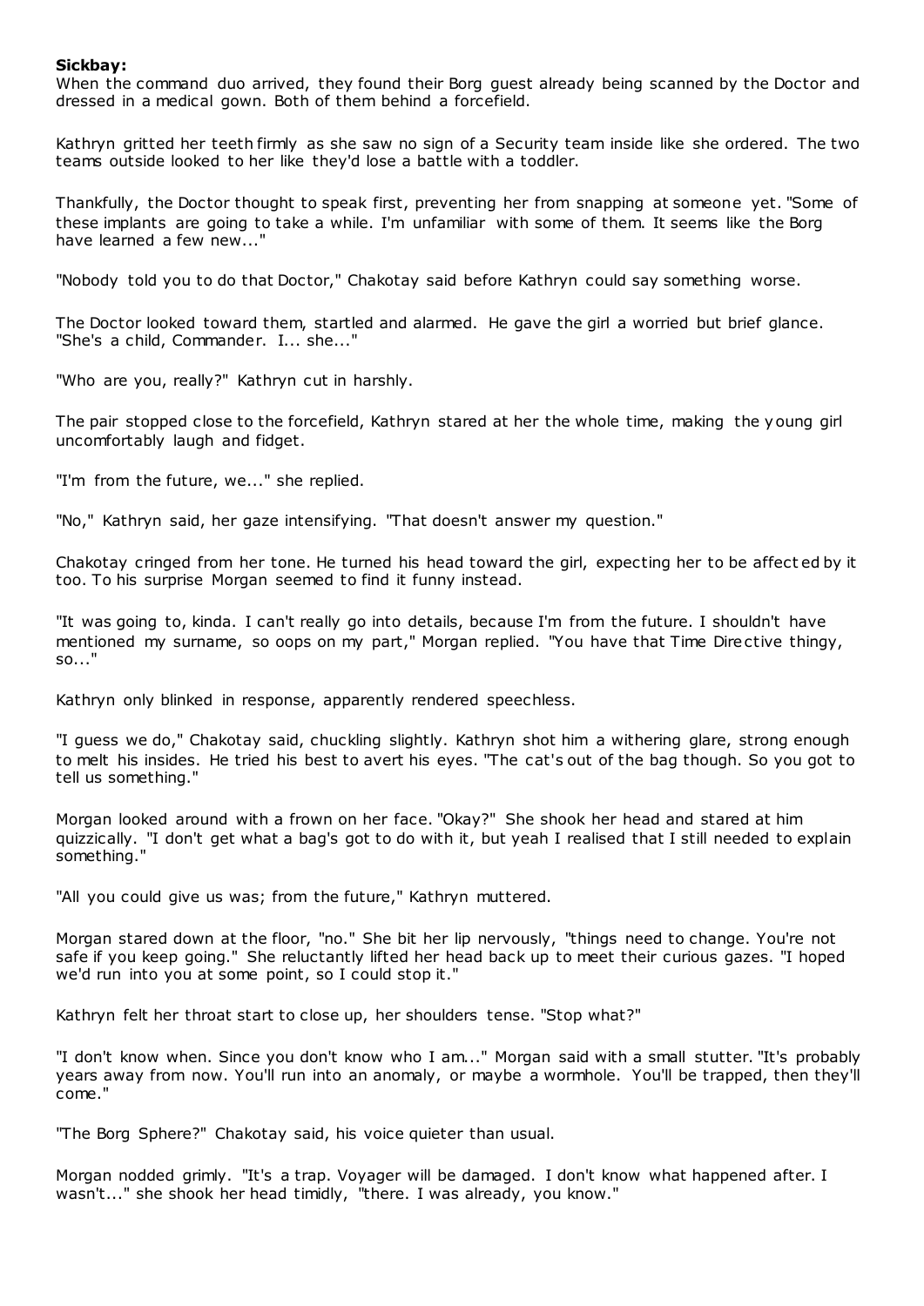**Sickbay:**

When the command duo arrived, they found their Borg guest already being scanned by the Doctor and dressed in a medical gown. Both of them behind a forcefield.

Kathryn gritted her teeth firmly as she saw no sign of a Security team inside like she ordered. The two teams outside looked to her like they'd lose a battle with a toddler.

Thankfully, the Doctor thought to speak first, preventing her from snapping at someone yet. "Some of these implants are going to take a while. I'm unfamiliar with some of them. It seems like the Borg have learned a few new..."

"Nobody told you to do that Doctor," Chakotay said before Kathryn could say something worse.

The Doctor looked toward them, startled and alarmed. He gave the girl a worried but brief glance. "She's a child, Commander. I... she..."

"Who are you, really?" Kathryn cut in harshly.

The pair stopped close to the forcefield, Kathryn stared at her the whole time, making the young girl uncomfortably laugh and fidget.

"I'm from the future, we..." she replied.

"No," Kathryn said, her gaze intensifying. "That doesn't answer my question."

Chakotay cringed from her tone. He turned his head toward the girl, expecting her to be affected by it too. To his surprise Morgan seemed to find it funny instead.

"It was going to, kinda. I can't really go into details, because I'm from the future. I shouldn't have mentioned my surname, so oops on my part," Morgan replied. "You have that Time Directive thingy, so..."

Kathryn only blinked in response, apparently rendered speechless.

"I guess we do," Chakotay said, chuckling slightly. Kathryn shot him a withering glare, strong enough to melt his insides. He tried his best to avert his eyes. "The cat's out of the bag though. So you got to tell us something."

Morgan looked around with a frown on her face. "Okay?" She shook her head and stared at him quizzically. "I don't get what a bag's got to do with it, but yeah I realised that I still needed to explain something."

"All you could give us was; from the future," Kathryn muttered.

Morgan stared down at the floor, "no." She bit her lip nervously, "things need to change. You're not safe if you keep going." She reluctantly lifted her head back up to meet their curious gazes. "I hoped we'd run into you at some point, so I could stop it."

Kathryn felt her throat start to close up, her shoulders tense. "Stop what?"

"I don't know when. Since you don't know who I am..." Morgan said with a small stutter. "It's probably years away from now. You'll run into an anomaly, or maybe a wormhole. You'll be trapped, then they'll come."

"The Borg Sphere?" Chakotay said, his voice quieter than usual.

Morgan nodded grimly. "It's a trap. Voyager will be damaged. I don't know what happened after. I wasn't..." she shook her head timidly, "there. I was already, you know."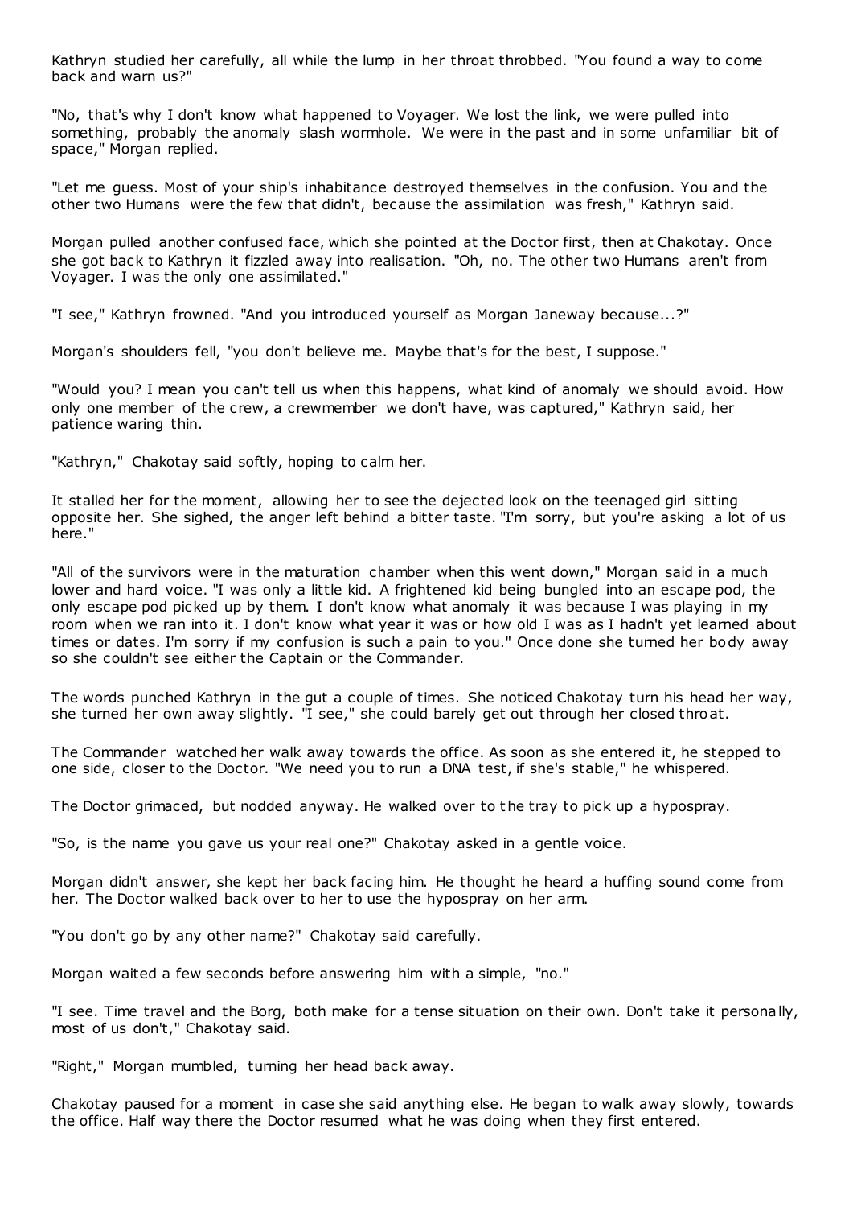Kathryn studied her carefully, all while the lump in her throat throbbed. "You found a way to come back and warn us?"

"No, that's why I don't know what happened to Voyager. We lost the link, we were pulled into something, probably the anomaly slash wormhole. We were in the past and in some unfamiliar bit of space," Morgan replied.

"Let me guess. Most of your ship's inhabitance destroyed themselves in the confusion. You and the other two Humans were the few that didn't, because the assimilation was fresh," Kathryn said.

Morgan pulled another confused face, which she pointed at the Doctor first, then at Chakotay. Once she got back to Kathryn it fizzled away into realisation. "Oh, no. The other two Humans aren't from Voyager. I was the only one assimilated."

"I see," Kathryn frowned. "And you introduced yourself as Morgan Janeway because...?"

Morgan's shoulders fell, "you don't believe me. Maybe that's for the best, I suppose."

"Would you? I mean you can't tell us when this happens, what kind of anomaly we should avoid. How only one member of the crew, a crewmember we don't have, was captured," Kathryn said, her patience waring thin.

"Kathryn," Chakotay said softly, hoping to calm her.

It stalled her for the moment, allowing her to see the dejected look on the teenaged girl sitting opposite her. She sighed, the anger left behind a bitter taste. "I'm sorry, but you're asking a lot of us here."

"All of the survivors were in the maturation chamber when this went down," Morgan said in a much lower and hard voice. "I was only a little kid. A frightened kid being bungled into an escape pod, the only escape pod picked up by them. I don't know what anomaly it was because I was playing in my room when we ran into it. I don't know what year it was or how old I was as I hadn't yet learned about times or dates. I'm sorry if my confusion is such a pain to you." Once done she turned her body away so she couldn't see either the Captain or the Commander.

The words punched Kathryn in the gut a couple of times. She noticed Chakotay turn his head her way, she turned her own away slightly. "I see," she could barely get out through her closed throat.

The Commander watched her walk away towards the office. As soon as she entered it, he stepped to one side, closer to the Doctor. "We need you to run a DNA test, if she's stable," he whispered.

The Doctor grimaced, but nodded anyway. He walked over to the tray to pick up a hypospray.

"So, is the name you gave us your real one?" Chakotay asked in a gentle voice.

Morgan didn't answer, she kept her back facing him. He thought he heard a huffing sound come from her. The Doctor walked back over to her to use the hypospray on her arm.

"You don't go by any other name?" Chakotay said carefully.

Morgan waited a few seconds before answering him with a simple, "no."

"I see. Time travel and the Borg, both make for a tense situation on their own. Don't take it personally, most of us don't," Chakotay said.

"Right," Morgan mumbled, turning her head back away.

Chakotay paused for a moment in case she said anything else. He began to walk away slowly, towards the office. Half way there the Doctor resumed what he was doing when they first entered.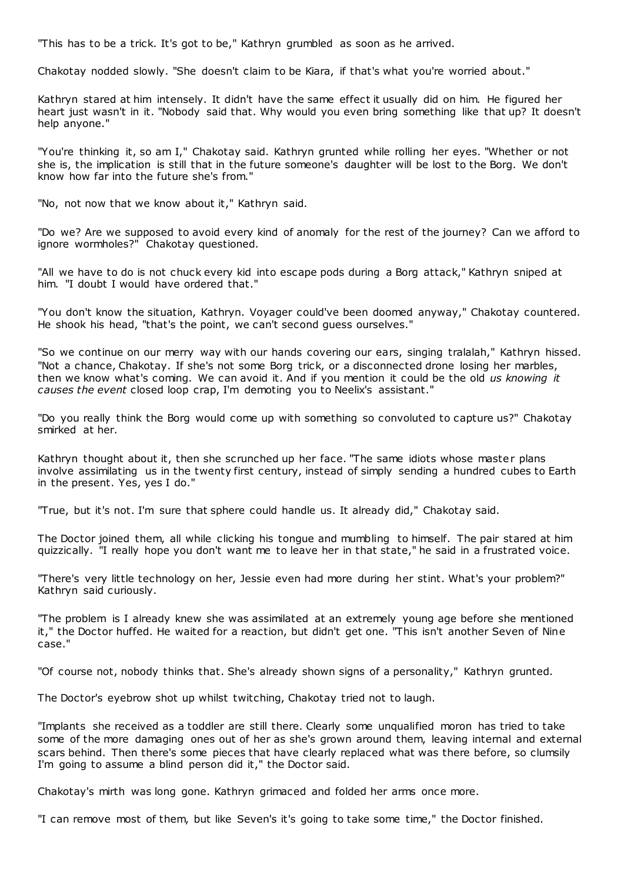"This has to be a trick. It's got to be," Kathryn grumbled as soon as he arrived.

Chakotay nodded slowly. "She doesn't claim to be Kiara, if that's what you're worried about."

Kathryn stared at him intensely. It didn't have the same effect it usually did on him. He figured her heart just wasn't in it. "Nobody said that. Why would you even bring something like that up? It doesn't help anyone."

"You're thinking it, so am I," Chakotay said. Kathryn grunted while rolling her eyes. "Whether or not she is, the implication is still that in the future someone's daughter will be lost to the Borg. We don't know how far into the future she's from."

"No, not now that we know about it," Kathryn said.

"Do we? Are we supposed to avoid every kind of anomaly for the rest of the journey? Can we afford to ignore wormholes?" Chakotay questioned.

"All we have to do is not chuck every kid into escape pods during a Borg attack," Kathryn sniped at him. "I doubt I would have ordered that."

"You don't know the situation, Kathryn. Voyager could've been doomed anyway," Chakotay countered. He shook his head, "that's the point, we can't second guess ourselves."

"So we continue on our merry way with our hands covering our ears, singing tralalah," Kathryn hissed. "Not a chance, Chakotay. If she's not some Borg trick, or a disconnected drone losing her marbles, then we know what's coming. We can avoid it. And if you mention it could be the old *us knowing it causes the event* closed loop crap, I'm demoting you to Neelix's assistant."

"Do you really think the Borg would come up with something so convoluted to capture us?" Chakotay smirked at her.

Kathryn thought about it, then she scrunched up her face. "The same idiots whose master plans involve assimilating us in the twenty first century, instead of simply sending a hundred cubes to Earth in the present. Yes, yes I do."

"True, but it's not. I'm sure that sphere could handle us. It already did," Chakotay said.

The Doctor joined them, all while clicking his tongue and mumbling to himself. The pair stared at him quizzically. "I really hope you don't want me to leave her in that state," he said in a frustrated voice.

"There's very little technology on her, Jessie even had more during her stint. What's your problem?" Kathryn said curiously.

"The problem is I already knew she was assimilated at an extremely young age before she mentioned it," the Doctor huffed. He waited for a reaction, but didn't get one. "This isn't another Seven of Nine case."

"Of course not, nobody thinks that. She's already shown signs of a personality," Kathryn grunted.

The Doctor's eyebrow shot up whilst twitching, Chakotay tried not to laugh.

"Implants she received as a toddler are still there. Clearly some unqualified moron has tried to take some of the more damaging ones out of her as she's grown around them, leaving internal and external scars behind. Then there's some pieces that have clearly replaced what was there before, so clumsily I'm going to assume a blind person did it," the Doctor said.

Chakotay's mirth was long gone. Kathryn grimaced and folded her arms once more.

"I can remove most of them, but like Seven's it's going to take some time," the Doctor finished.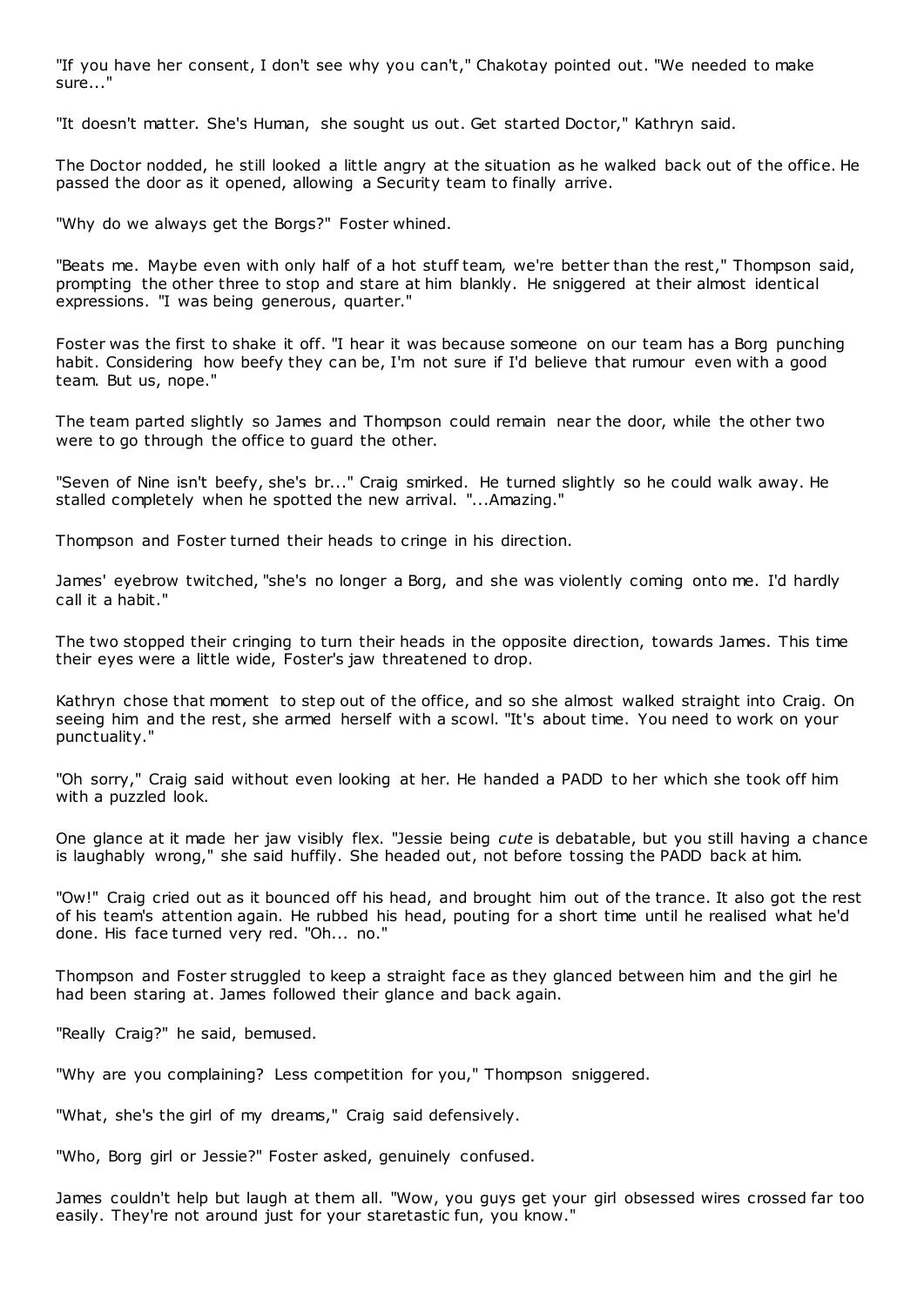"If you have her consent, I don't see why you can't," Chakotay pointed out. "We needed to make sure..."

"It doesn't matter. She's Human, she sought us out. Get started Doctor," Kathryn said.

The Doctor nodded, he still looked a little angry at the situation as he walked back out of the office. He passed the door as it opened, allowing a Security team to finally arrive.

"Why do we always get the Borgs?" Foster whined.

"Beats me. Maybe even with only half of a hot stuff team, we're better than the rest," Thompson said, prompting the other three to stop and stare at him blankly. He sniggered at their almost identical expressions. "I was being generous, quarter."

Foster was the first to shake it off. "I hear it was because someone on our team has a Borg punching habit. Considering how beefy they can be, I'm not sure if I'd believe that rumour even with a good team. But us, nope."

The team parted slightly so James and Thompson could remain near the door, while the other two were to go through the office to guard the other.

"Seven of Nine isn't beefy, she's br..." Craig smirked. He turned slightly so he could walk away. He stalled completely when he spotted the new arrival. "...Amazing."

Thompson and Foster turned their heads to cringe in his direction.

James' eyebrow twitched, "she's no longer a Borg, and she was violently coming onto me. I'd hardly call it a habit."

The two stopped their cringing to turn their heads in the opposite direction, towards James. This time their eyes were a little wide, Foster's jaw threatened to drop.

Kathryn chose that moment to step out of the office, and so she almost walked straight into Craig. On seeing him and the rest, she armed herself with a scowl. "It's about time. You need to work on your punctuality."

"Oh sorry," Craig said without even looking at her. He handed a PADD to her which she took off him with a puzzled look.

One glance at it made her jaw visibly flex. "Jessie being *cute* is debatable, but you still having a chance is laughably wrong," she said huffily. She headed out, not before tossing the PADD back at him.

"Ow!" Craig cried out as it bounced off his head, and brought him out of the trance. It also got the rest of his team's attention again. He rubbed his head, pouting for a short time until he realised what he'd done. His face turned very red. "Oh... no."

Thompson and Foster struggled to keep a straight face as they glanced between him and the girl he had been staring at. James followed their glance and back again.

"Really Craig?" he said, bemused.

"Why are you complaining? Less competition for you," Thompson sniggered.

"What, she's the girl of my dreams," Craig said defensively.

"Who, Borg girl or Jessie?" Foster asked, genuinely confused.

James couldn't help but laugh at them all. "Wow, you guys get your girl obsessed wires crossed far too easily. They're not around just for your staretastic fun, you know."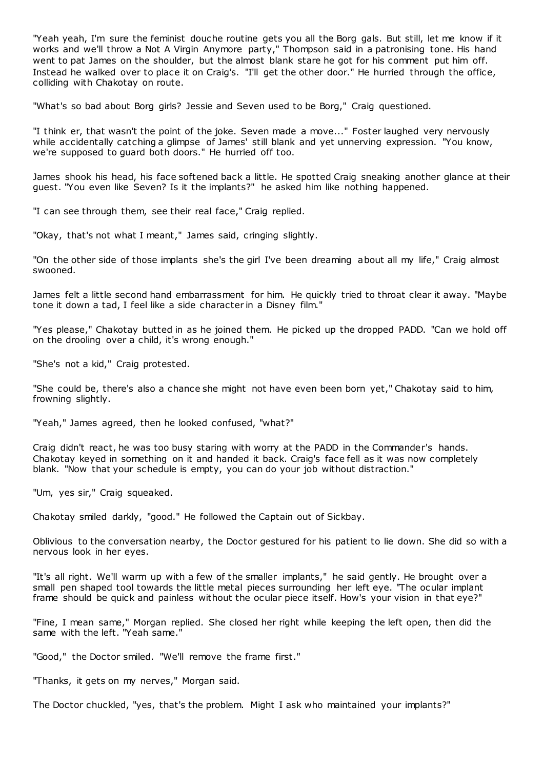"Yeah yeah, I'm sure the feminist douche routine gets you all the Borg gals. But still, let me know if it works and we'll throw a Not A Virgin Anymore party," Thompson said in a patronising tone. His hand went to pat James on the shoulder, but the almost blank stare he got for his comment put him off. Instead he walked over to place it on Craig's. "I'll get the other door." He hurried through the office, colliding with Chakotay on route.

"What's so bad about Borg girls? Jessie and Seven used to be Borg," Craig questioned.

"I think er, that wasn't the point of the joke. Seven made a move..." Foster laughed very nervously while accidentally catching a glimpse of James' still blank and yet unnerving expression. "You know, we're supposed to guard both doors." He hurried off too.

James shook his head, his face softened back a little. He spotted Craig sneaking another glance at their guest. "You even like Seven? Is it the implants?" he asked him like nothing happened.

"I can see through them, see their real face," Craig replied.

"Okay, that's not what I meant," James said, cringing slightly.

"On the other side of those implants she's the girl I've been dreaming about all my life," Craig almost swooned.

James felt a little second hand embarrassment for him. He quickly tried to throat clear it away. "Maybe tone it down a tad, I feel like a side character in a Disney film."

"Yes please," Chakotay butted in as he joined them. He picked up the dropped PADD. "Can we hold off on the drooling over a child, it's wrong enough."

"She's not a kid," Craig protested.

"She could be, there's also a chance she might not have even been born yet," Chakotay said to him, frowning slightly.

"Yeah," James agreed, then he looked confused, "what?"

Craig didn't react, he was too busy staring with worry at the PADD in the Commander's hands. Chakotay keyed in something on it and handed it back. Craig's face fell as it was now completely blank. "Now that your schedule is empty, you can do your job without distraction."

"Um, yes sir," Craig squeaked.

Chakotay smiled darkly, "good." He followed the Captain out of Sickbay.

Oblivious to the conversation nearby, the Doctor gestured for his patient to lie down. She did so with a nervous look in her eyes.

"It's all right. We'll warm up with a few of the smaller implants," he said gently. He brought over a small pen shaped tool towards the little metal pieces surrounding her left eye. "The ocular implant frame should be quick and painless without the ocular piece itself. How's your vision in that eye?"

"Fine, I mean same," Morgan replied. She closed her right while keeping the left open, then did the same with the left. "Yeah same."

"Good," the Doctor smiled. "We'll remove the frame first."

"Thanks, it gets on my nerves," Morgan said.

The Doctor chuckled, "yes, that's the problem. Might I ask who maintained your implants?"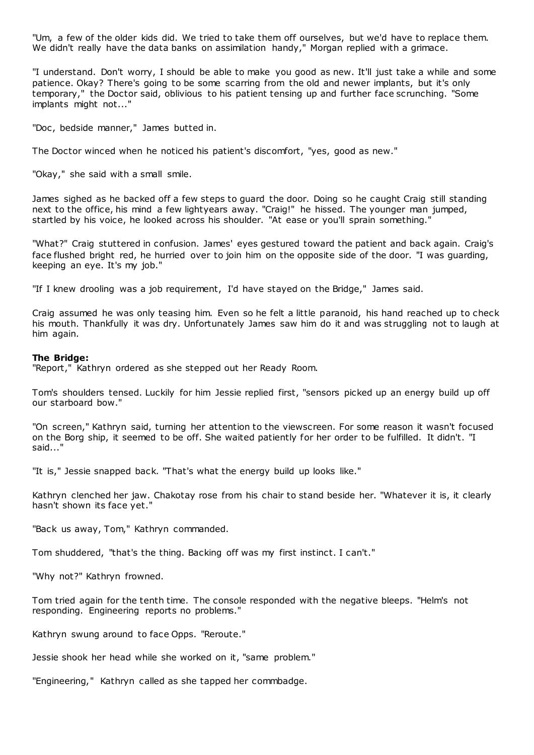"Um, a few of the older kids did. We tried to take them off ourselves, but we'd have to replace them. We didn't really have the data banks on assimilation handy," Morgan replied with a grimace.

"I understand. Don't worry, I should be able to make you good as new. It'll just take a while and some patience. Okay? There's going to be some scarring from the old and newer implants, but it's only temporary," the Doctor said, oblivious to his patient tensing up and further face scrunching. "Some implants might not..."

"Doc, bedside manner," James butted in.

The Doctor winced when he noticed his patient's discomfort, "yes, good as new."

"Okay," she said with a small smile.

James sighed as he backed off a few steps to guard the door. Doing so he caught Craig still standing next to the office, his mind a few lightyears away. "Craig!" he hissed. The younger man jumped, startled by his voice, he looked across his shoulder. "At ease or you'll sprain something."

"What?" Craig stuttered in confusion. James' eyes gestured toward the patient and back again. Craig's face flushed bright red, he hurried over to join him on the opposite side of the door. "I was guarding, keeping an eye. It's my job."

"If I knew drooling was a job requirement, I'd have stayed on the Bridge," James said.

Craig assumed he was only teasing him. Even so he felt a little paranoid, his hand reached up to check his mouth. Thankfully it was dry. Unfortunately James saw him do it and was struggling not to laugh at him again.

**The Bridge:**
"Report," Kathryn ordered as she stepped out her Ready Room.

Tom's shoulders tensed. Luckily for him Jessie replied first, "sensors picked up an energy build up off our starboard bow."

"On screen," Kathryn said, turning her attention to the viewscreen. For some reason it wasn't focused on the Borg ship, it seemed to be off. She waited patiently for her order to be fulfilled. It didn't. "I said..."

"It is," Jessie snapped back. "That's what the energy build up looks like."

Kathryn clenched her jaw. Chakotay rose from his chair to stand beside her. "Whatever it is, it clearly hasn't shown its face yet."

"Back us away, Tom," Kathryn commanded.

Tom shuddered, "that's the thing. Backing off was my first instinct. I can't."

"Why not?" Kathryn frowned.

Tom tried again for the tenth time. The console responded with the negative bleeps. "Helm's not responding. Engineering reports no problems."

Kathryn swung around to face Opps. "Reroute."

Jessie shook her head while she worked on it, "same problem."

"Engineering," Kathryn called as she tapped her commbadge.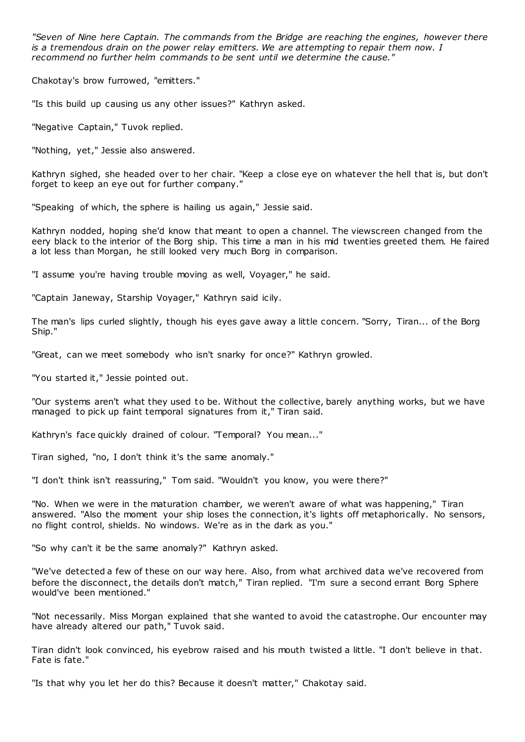*"Seven of Nine here Captain. The commands from the Bridge are reaching the engines, however there is a tremendous drain on the power relay emitters. We are attempting to repair them now. I recommend no further helm commands to be sent until we determine the cause."*

Chakotay's brow furrowed, "emitters."

"Is this build up causing us any other issues?" Kathryn asked.

"Negative Captain," Tuvok replied.

"Nothing, yet," Jessie also answered.

Kathryn sighed, she headed over to her chair. "Keep a close eye on whatever the hell that is, but don't forget to keep an eye out for further company."

"Speaking of which, the sphere is hailing us again," Jessie said.

Kathryn nodded, hoping she'd know that meant to open a channel. The viewscreen changed from the eery black to the interior of the Borg ship. This time a man in his mid twenties greeted them. He faired a lot less than Morgan, he still looked very much Borg in comparison.

"I assume you're having trouble moving as well, Voyager," he said.

"Captain Janeway, Starship Voyager," Kathryn said icily.

The man's lips curled slightly, though his eyes gave away a little concern. "Sorry, Tiran... of the Borg Ship."

"Great, can we meet somebody who isn't snarky for once?" Kathryn growled.

"You started it," Jessie pointed out.

"Our systems aren't what they used to be. Without the collective, barely anything works, but we have managed to pick up faint temporal signatures from it," Tiran said.

Kathryn's face quickly drained of colour. "Temporal? You mean..."

Tiran sighed, "no, I don't think it's the same anomaly."

"I don't think isn't reassuring," Tom said. "Wouldn't you know, you were there?"

"No. When we were in the maturation chamber, we weren't aware of what was happening," Tiran answered. "Also the moment your ship loses the connection, it's lights off metaphorically. No sensors, no flight control, shields. No windows. We're as in the dark as you."

"So why can't it be the same anomaly?" Kathryn asked.

"We've detected a few of these on our way here. Also, from what archived data we've recovered from before the disconnect, the details don't match," Tiran replied. "I'm sure a second errant Borg Sphere would've been mentioned."

"Not necessarily. Miss Morgan explained that she wanted to avoid the catastrophe. Our encounter may have already altered our path," Tuvok said.

Tiran didn't look convinced, his eyebrow raised and his mouth twisted a little. "I don't believe in that. Fate is fate."

"Is that why you let her do this? Because it doesn't matter," Chakotay said.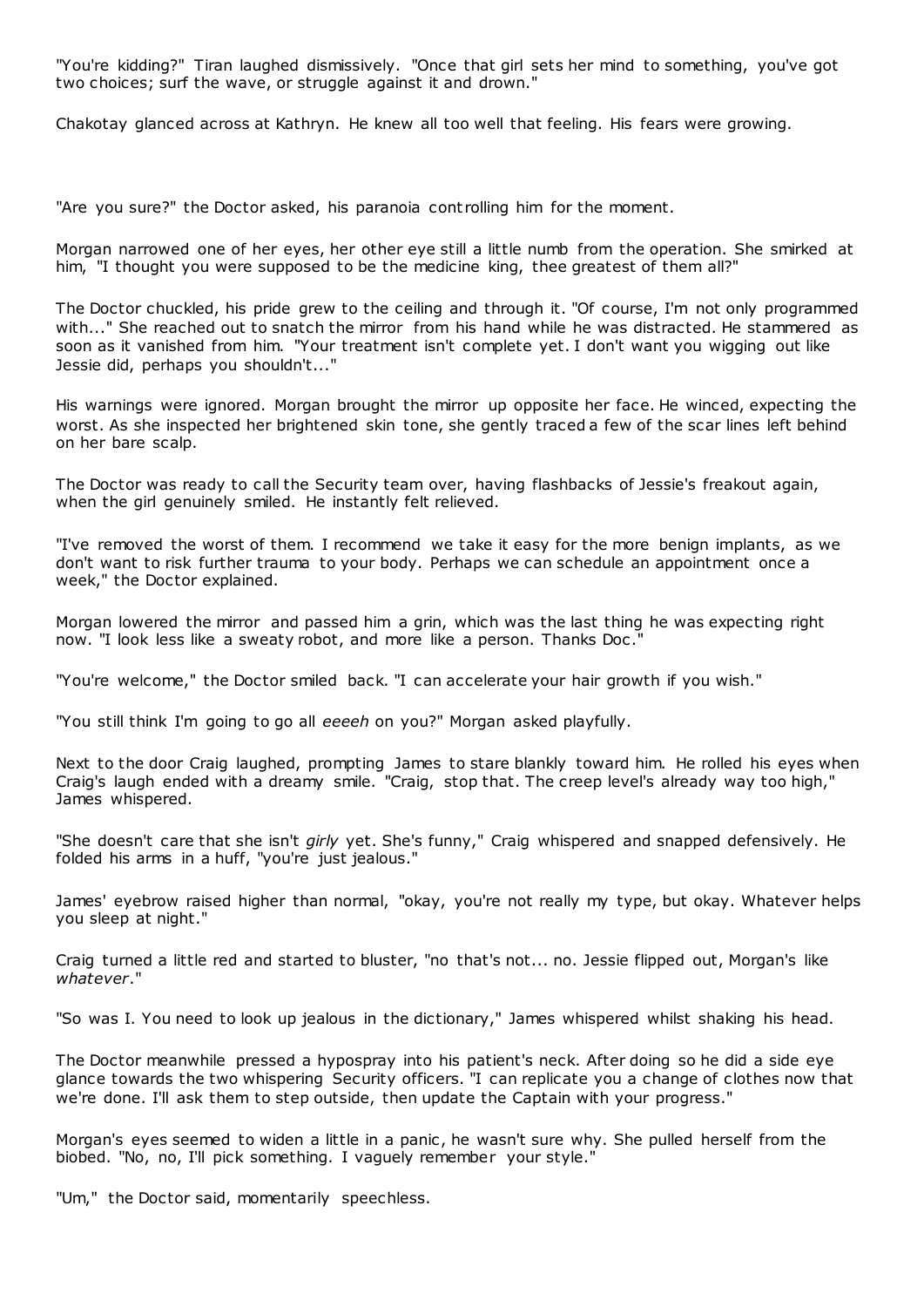"You're kidding?" Tiran laughed dismissively. "Once that girl sets her mind to something, you've got two choices; surf the wave, or struggle against it and drown."

Chakotay glanced across at Kathryn. He knew all too well that feeling. His fears were growing.

"Are you sure?" the Doctor asked, his paranoia controlling him for the moment.

Morgan narrowed one of her eyes, her other eye still a little numb from the operation. She smirked at him, "I thought you were supposed to be the medicine king, thee greatest of them all?"

The Doctor chuckled, his pride grew to the ceiling and through it. "Of course, I'm not only programmed with..." She reached out to snatch the mirror from his hand while he was distracted. He stammered as soon as it vanished from him. "Your treatment isn't complete yet. I don't want you wigging out like Jessie did, perhaps you shouldn't..."

His warnings were ignored. Morgan brought the mirror up opposite her face. He winced, expecting the worst. As she inspected her brightened skin tone, she gently traced a few of the scar lines left behind on her bare scalp.

The Doctor was ready to call the Security team over, having flashbacks of Jessie's freakout again, when the girl genuinely smiled. He instantly felt relieved.

"I've removed the worst of them. I recommend we take it easy for the more benign implants, as we don't want to risk further trauma to your body. Perhaps we can schedule an appointment once a week," the Doctor explained.

Morgan lowered the mirror and passed him a grin, which was the last thing he was expecting right now. "I look less like a sweaty robot, and more like a person. Thanks Doc."

"You're welcome," the Doctor smiled back. "I can accelerate your hair growth if you wish."

"You still think I'm going to go all *eeeeh* on you?" Morgan asked playfully.

Next to the door Craig laughed, prompting James to stare blankly toward him. He rolled his eyes when Craig's laugh ended with a dreamy smile. "Craig, stop that. The creep level's already way too high," James whispered.

"She doesn't care that she isn't *girly* yet. She's funny," Craig whispered and snapped defensively. He folded his arms in a huff, "you're just jealous."

James' eyebrow raised higher than normal, "okay, you're not really my type, but okay. Whatever helps you sleep at night."

Craig turned a little red and started to bluster, "no that's not... no. Jessie flipped out, Morgan's like *whatever*."

"So was I. You need to look up jealous in the dictionary," James whispered whilst shaking his head.

The Doctor meanwhile pressed a hypospray into his patient's neck. After doing so he did a side eye glance towards the two whispering Security officers. "I can replicate you a change of clothes now that we're done. I'll ask them to step outside, then update the Captain with your progress."

Morgan's eyes seemed to widen a little in a panic, he wasn't sure why. She pulled herself from the biobed. "No, no, I'll pick something. I vaguely remember your style."

"Um," the Doctor said, momentarily speechless.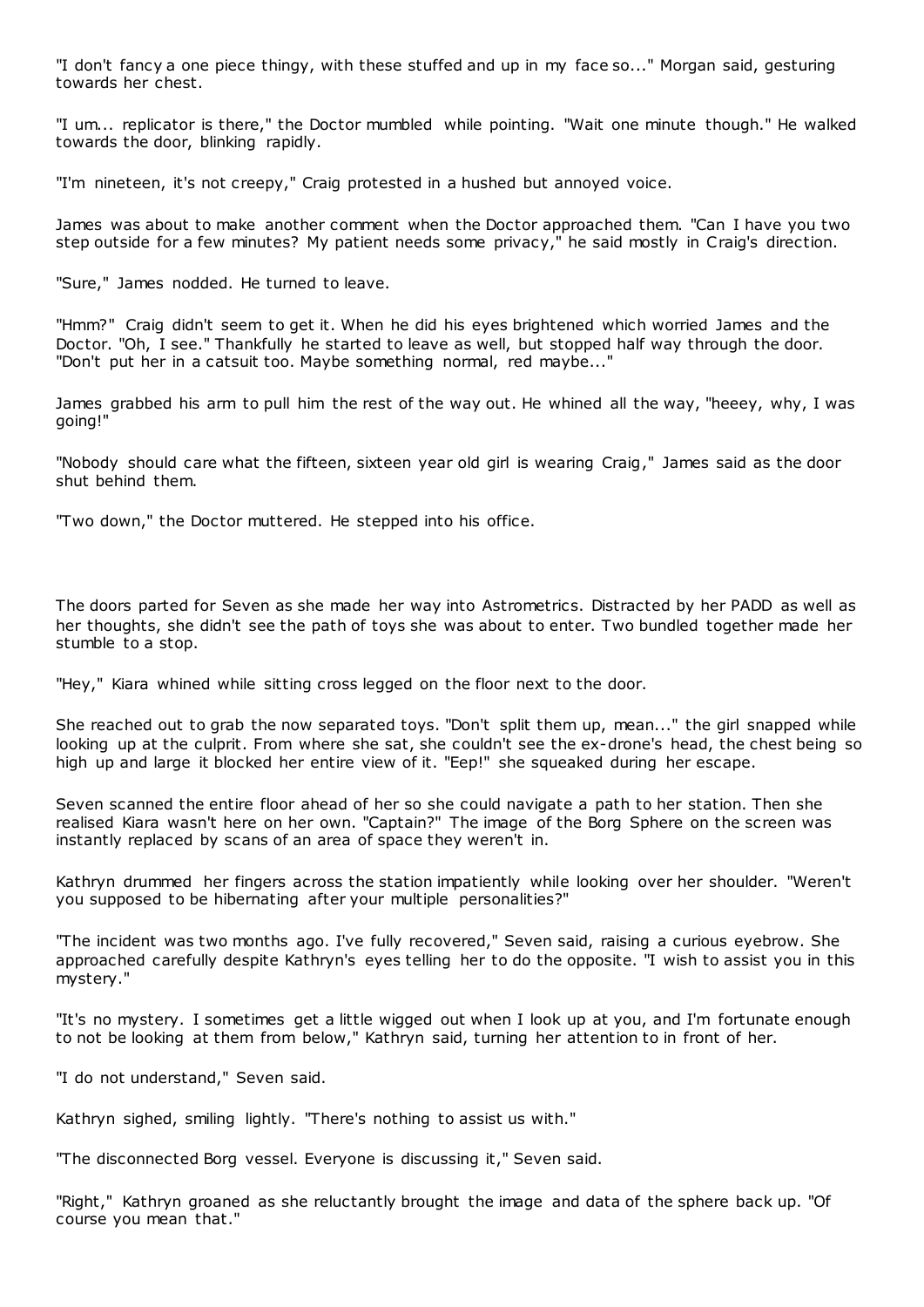"I don't fancy a one piece thingy, with these stuffed and up in my face so..." Morgan said, gesturing towards her chest.

"I um... replicator is there," the Doctor mumbled while pointing. "Wait one minute though." He walked towards the door, blinking rapidly.

"I'm nineteen, it's not creepy," Craig protested in a hushed but annoyed voice.

James was about to make another comment when the Doctor approached them. "Can I have you two step outside for a few minutes? My patient needs some privacy," he said mostly in Craig's direction.

"Sure," James nodded. He turned to leave.

"Hmm?" Craig didn't seem to get it. When he did his eyes brightened which worried James and the Doctor. "Oh, I see." Thankfully he started to leave as well, but stopped half way through the door. "Don't put her in a catsuit too. Maybe something normal, red maybe..."

James grabbed his arm to pull him the rest of the way out. He whined all the way, "heeey, why, I was going!"

"Nobody should care what the fifteen, sixteen year old girl is wearing Craig," James said as the door shut behind them.

"Two down," the Doctor muttered. He stepped into his office.

The doors parted for Seven as she made her way into Astrometrics. Distracted by her PADD as well as her thoughts, she didn't see the path of toys she was about to enter. Two bundled together made her stumble to a stop.

"Hey," Kiara whined while sitting cross legged on the floor next to the door.

She reached out to grab the now separated toys. "Don't split them up, mean..." the girl snapped while looking up at the culprit. From where she sat, she couldn't see the ex-drone's head, the chest being so high up and large it blocked her entire view of it. "Eep!" she squeaked during her escape.

Seven scanned the entire floor ahead of her so she could navigate a path to her station. Then she realised Kiara wasn't here on her own. "Captain?" The image of the Borg Sphere on the screen was instantly replaced by scans of an area of space they weren't in.

Kathryn drummed her fingers across the station impatiently while looking over her shoulder. "Weren't you supposed to be hibernating after your multiple personalities?"

"The incident was two months ago. I've fully recovered," Seven said, raising a curious eyebrow. She approached carefully despite Kathryn's eyes telling her to do the opposite. "I wish to assist you in this mystery."

"It's no mystery. I sometimes get a little wigged out when I look up at you, and I'm fortunate enough to not be looking at them from below," Kathryn said, turning her attention to in front of her.

"I do not understand," Seven said.

Kathryn sighed, smiling lightly. "There's nothing to assist us with."

"The disconnected Borg vessel. Everyone is discussing it," Seven said.

"Right," Kathryn groaned as she reluctantly brought the image and data of the sphere back up. "Of course you mean that."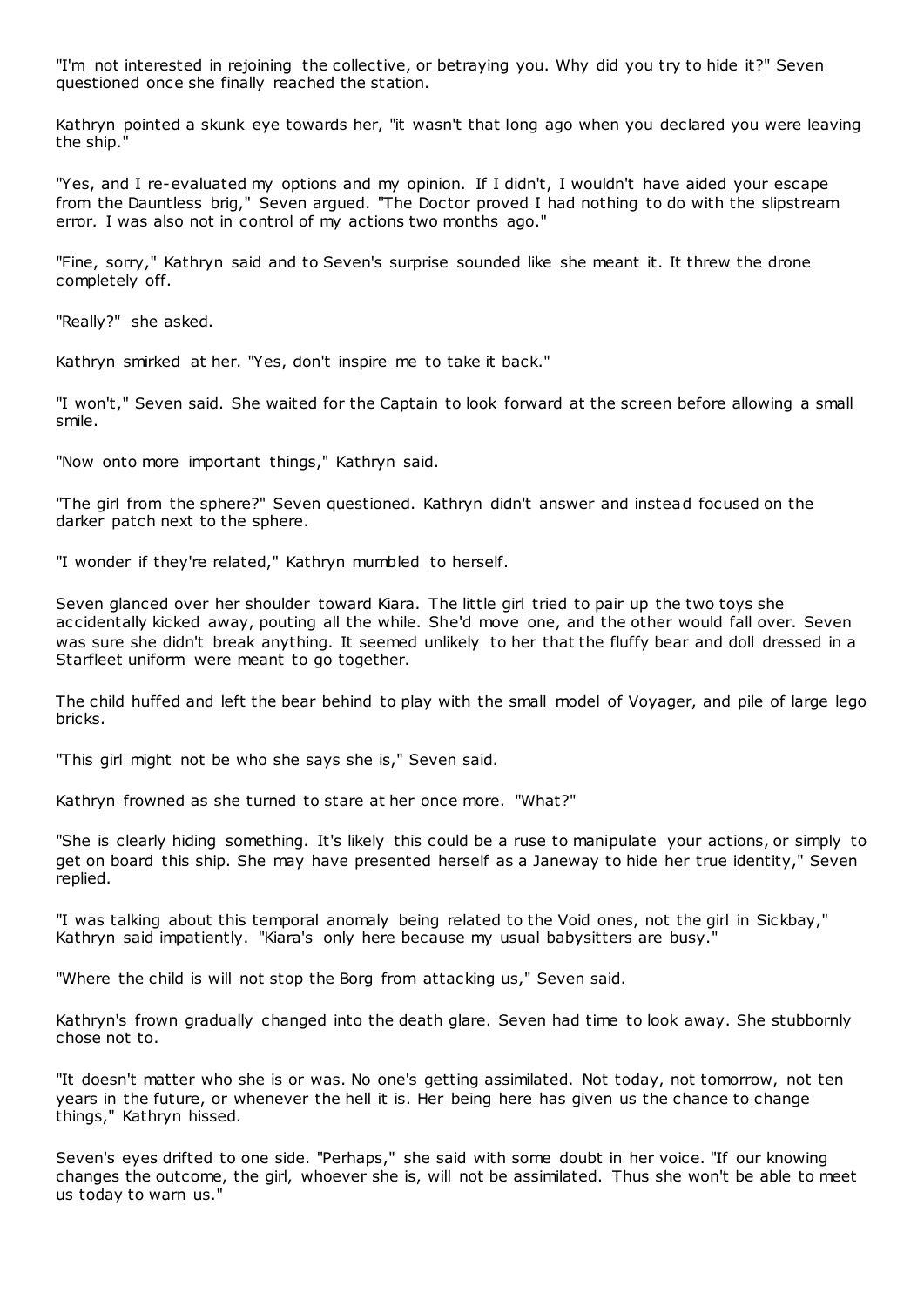"I'm not interested in rejoining the collective, or betraying you. Why did you try to hide it?" Seven questioned once she finally reached the station.

Kathryn pointed a skunk eye towards her, "it wasn't that long ago when you declared you were leaving the ship."

"Yes, and I re-evaluated my options and my opinion. If I didn't, I wouldn't have aided your escape from the Dauntless brig," Seven argued. "The Doctor proved I had nothing to do with the slipstream error. I was also not in control of my actions two months ago."

"Fine, sorry," Kathryn said and to Seven's surprise sounded like she meant it. It threw the drone completely off.

"Really?" she asked.

Kathryn smirked at her. "Yes, don't inspire me to take it back."

"I won't," Seven said. She waited for the Captain to look forward at the screen before allowing a small smile.

"Now onto more important things," Kathryn said.

"The girl from the sphere?" Seven questioned. Kathryn didn't answer and instead focused on the darker patch next to the sphere.

"I wonder if they're related," Kathryn mumbled to herself.

Seven glanced over her shoulder toward Kiara. The little girl tried to pair up the two toys she accidentally kicked away, pouting all the while. She'd move one, and the other would fall over. Seven was sure she didn't break anything. It seemed unlikely to her that the fluffy bear and doll dressed in a Starfleet uniform were meant to go together.

The child huffed and left the bear behind to play with the small model of Voyager, and pile of large lego bricks.

"This girl might not be who she says she is," Seven said.

Kathryn frowned as she turned to stare at her once more. "What?"

"She is clearly hiding something. It's likely this could be a ruse to manipulate your actions, or simply to get on board this ship. She may have presented herself as a Janeway to hide her true identity," Seven replied.

"I was talking about this temporal anomaly being related to the Void ones, not the girl in Sickbay," Kathryn said impatiently. "Kiara's only here because my usual babysitters are busy."

"Where the child is will not stop the Borg from attacking us," Seven said.

Kathryn's frown gradually changed into the death glare. Seven had time to look away. She stubbornly chose not to.

"It doesn't matter who she is or was. No one's getting assimilated. Not today, not tomorrow, not ten years in the future, or whenever the hell it is. Her being here has given us the chance to change things," Kathryn hissed.

Seven's eyes drifted to one side. "Perhaps," she said with some doubt in her voice. "If our knowing changes the outcome, the girl, whoever she is, will not be assimilated. Thus she won't be able to meet us today to warn us."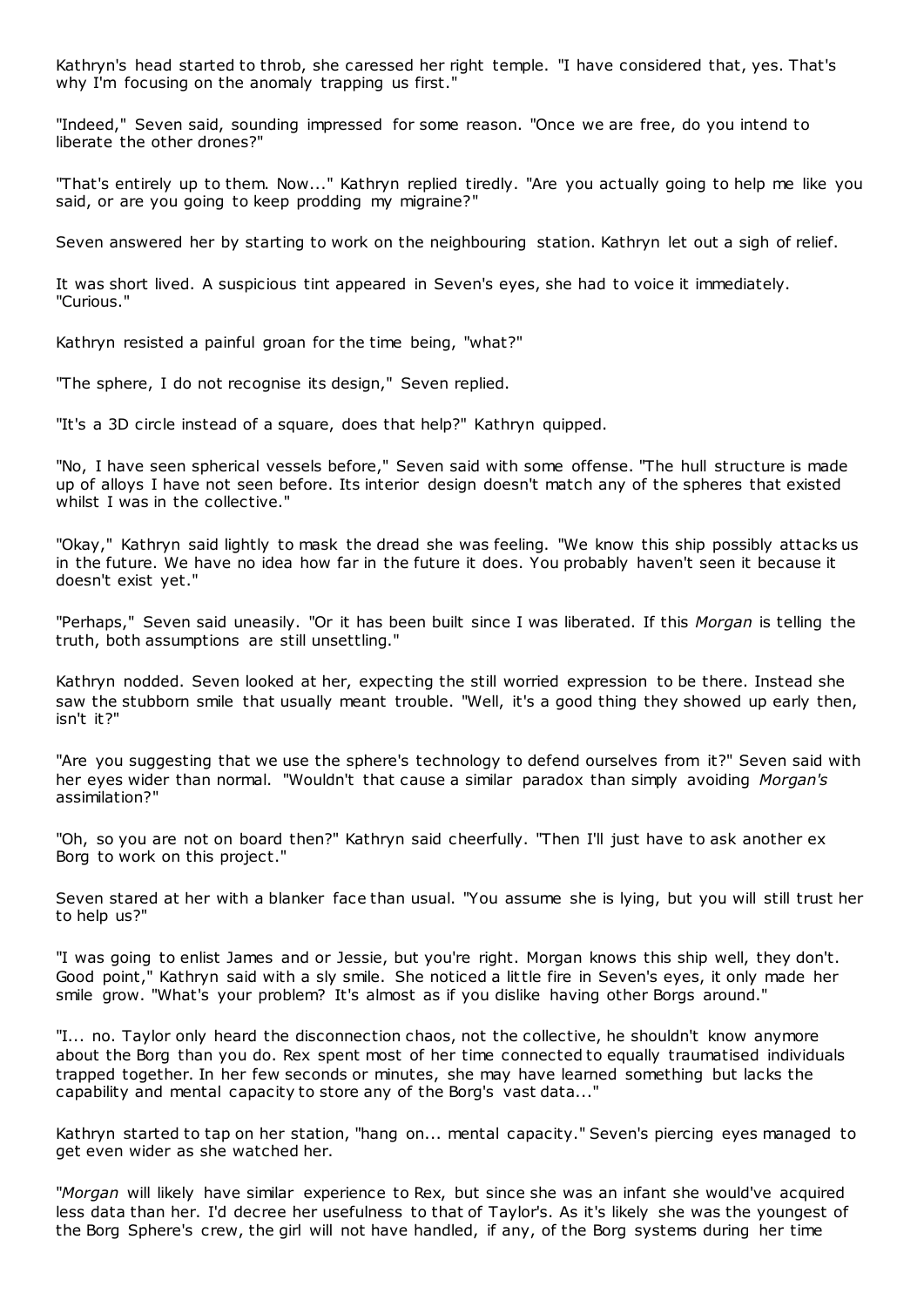Kathryn's head started to throb, she caressed her right temple. "I have considered that, yes. That's why I'm focusing on the anomaly trapping us first."

"Indeed," Seven said, sounding impressed for some reason. "Once we are free, do you intend to liberate the other drones?"

"That's entirely up to them. Now..." Kathryn replied tiredly. "Are you actually going to help me like you said, or are you going to keep prodding my migraine?"

Seven answered her by starting to work on the neighbouring station. Kathryn let out a sigh of relief.

It was short lived. A suspicious tint appeared in Seven's eyes, she had to voice it immediately. "Curious."

Kathryn resisted a painful groan for the time being, "what?"

"The sphere, I do not recognise its design," Seven replied.

"It's a 3D circle instead of a square, does that help?" Kathryn quipped.

"No, I have seen spherical vessels before," Seven said with some offense. "The hull structure is made up of alloys I have not seen before. Its interior design doesn't match any of the spheres that existed whilst I was in the collective."

"Okay," Kathryn said lightly to mask the dread she was feeling. "We know this ship possibly attacks us in the future. We have no idea how far in the future it does. You probably haven't seen it because it doesn't exist yet."

"Perhaps," Seven said uneasily. "Or it has been built since I was liberated. If this *Morgan* is telling the truth, both assumptions are still unsettling."

Kathryn nodded. Seven looked at her, expecting the still worried expression to be there. Instead she saw the stubborn smile that usually meant trouble. "Well, it's a good thing they showed up early then, isn't it?"

"Are you suggesting that we use the sphere's technology to defend ourselves from it?" Seven said with her eyes wider than normal. "Wouldn't that cause a similar paradox than simply avoiding *Morgan's* assimilation?"

"Oh, so you are not on board then?" Kathryn said cheerfully. "Then I'll just have to ask another ex Borg to work on this project."

Seven stared at her with a blanker face than usual. "You assume she is lying, but you will still trust her to help us?"

"I was going to enlist James and or Jessie, but you're right. Morgan knows this ship well, they don't. Good point," Kathryn said with a sly smile. She noticed a little fire in Seven's eyes, it only made her smile grow. "What's your problem? It's almost as if you dislike having other Borgs around."

"I... no. Taylor only heard the disconnection chaos, not the collective, he shouldn't know anymore about the Borg than you do. Rex spent most of her time connected to equally traumatised individuals trapped together. In her few seconds or minutes, she may have learned something but lacks the capability and mental capacity to store any of the Borg's vast data..."

Kathryn started to tap on her station, "hang on... mental capacity." Seven's piercing eyes managed to get even wider as she watched her.

"*Morgan* will likely have similar experience to Rex, but since she was an infant she would've acquired less data than her. I'd decree her usefulness to that of Taylor's. As it's likely she was the youngest of the Borg Sphere's crew, the girl will not have handled, if any, of the Borg systems during her time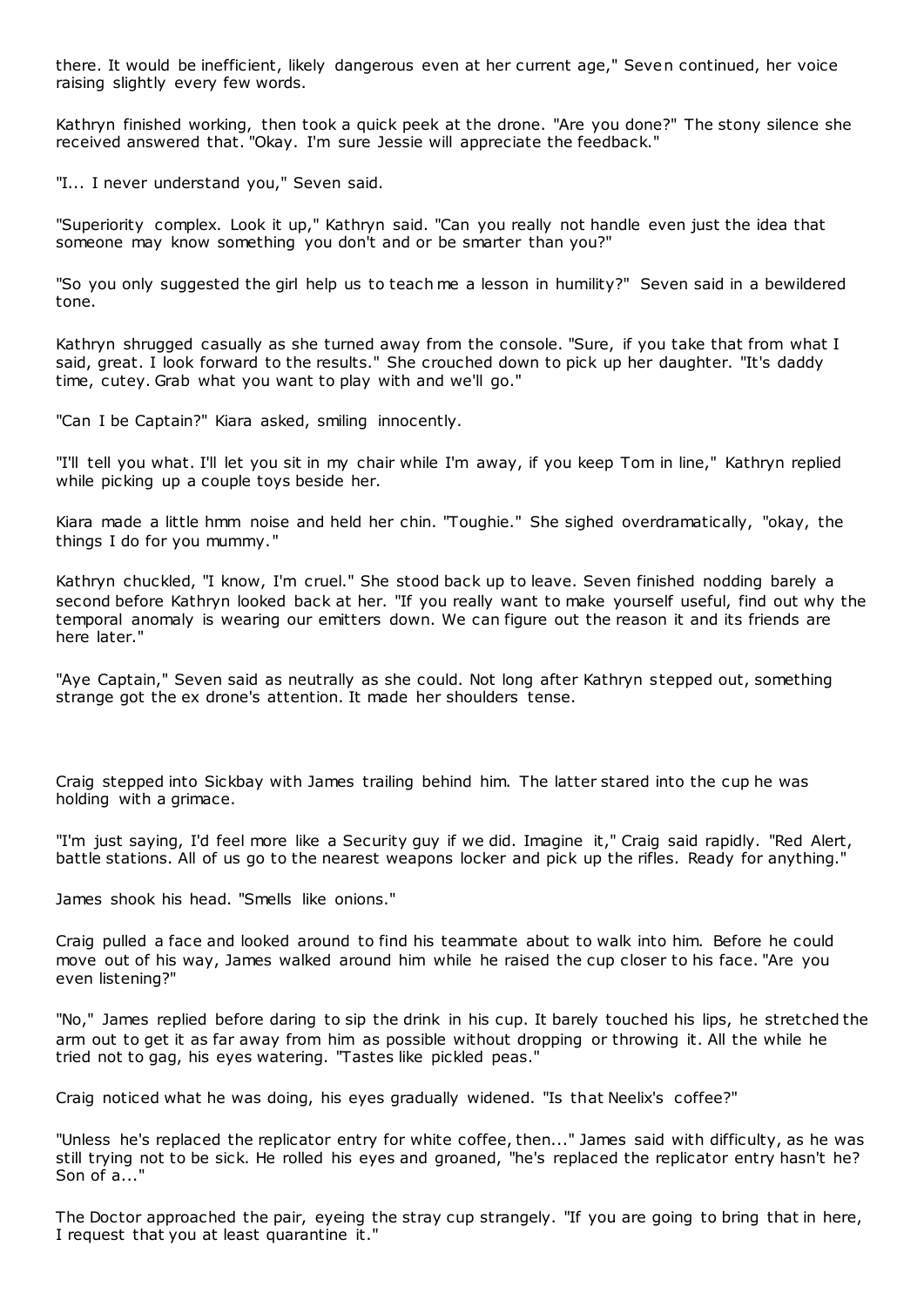there. It would be inefficient, likely dangerous even at her current age," Seven continued, her voice raising slightly every few words.

Kathryn finished working, then took a quick peek at the drone. "Are you done?" The stony silence she received answered that. "Okay. I'm sure Jessie will appreciate the feedback."

"I... I never understand you," Seven said.

"Superiority complex. Look it up," Kathryn said. "Can you really not handle even just the idea that someone may know something you don't and or be smarter than you?"

"So you only suggested the girl help us to teach me a lesson in humility?" Seven said in a bewildered tone.

Kathryn shrugged casually as she turned away from the console. "Sure, if you take that from what I said, great. I look forward to the results." She crouched down to pick up her daughter. "It's daddy time, cutey. Grab what you want to play with and we'll go."

"Can I be Captain?" Kiara asked, smiling innocently.

"I'll tell you what. I'll let you sit in my chair while I'm away, if you keep Tom in line," Kathryn replied while picking up a couple toys beside her.

Kiara made a little hmm noise and held her chin. "Toughie." She sighed overdramatically, "okay, the things I do for you mummy."

Kathryn chuckled, "I know, I'm cruel." She stood back up to leave. Seven finished nodding barely a second before Kathryn looked back at her. "If you really want to make yourself useful, find out why the temporal anomaly is wearing our emitters down. We can figure out the reason it and its friends are here later."

"Aye Captain," Seven said as neutrally as she could. Not long after Kathryn stepped out, something strange got the ex drone's attention. It made her shoulders tense.

Craig stepped into Sickbay with James trailing behind him. The latter stared into the cup he was holding with a grimace.

"I'm just saying, I'd feel more like a Security guy if we did. Imagine it," Craig said rapidly. "Red Alert, battle stations. All of us go to the nearest weapons locker and pick up the rifles. Ready for anything."

James shook his head. "Smells like onions."

Craig pulled a face and looked around to find his teammate about to walk into him. Before he could move out of his way, James walked around him while he raised the cup closer to his face. "Are you even listening?"

"No," James replied before daring to sip the drink in his cup. It barely touched his lips, he stretched the arm out to get it as far away from him as possible without dropping or throwing it. All the while he tried not to gag, his eyes watering. "Tastes like pickled peas."

Craig noticed what he was doing, his eyes gradually widened. "Is that Neelix's coffee?"

"Unless he's replaced the replicator entry for white coffee, then..." James said with difficulty, as he was still trying not to be sick. He rolled his eyes and groaned, "he's replaced the replicator entry hasn't he? Son of a..."

The Doctor approached the pair, eyeing the stray cup strangely. "If you are going to bring that in here, I request that you at least quarantine it."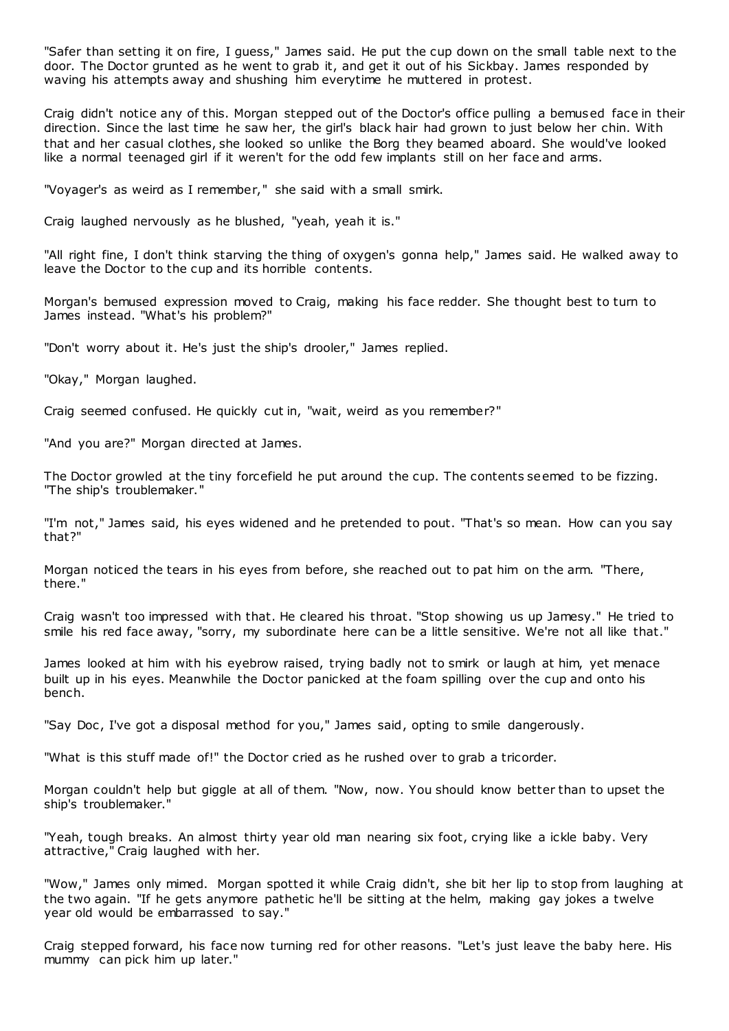"Safer than setting it on fire, I guess," James said. He put the cup down on the small table next to the door. The Doctor grunted as he went to grab it, and get it out of his Sickbay. James responded by waving his attempts away and shushing him everytime he muttered in protest.

Craig didn't notice any of this. Morgan stepped out of the Doctor's office pulling a bemused face in their direction. Since the last time he saw her, the girl's black hair had grown to just below her chin. With that and her casual clothes, she looked so unlike the Borg they beamed aboard. She would've looked like a normal teenaged girl if it weren't for the odd few implants still on her face and arms.

"Voyager's as weird as I remember," she said with a small smirk.

Craig laughed nervously as he blushed, "yeah, yeah it is."

"All right fine, I don't think starving the thing of oxygen's gonna help," James said. He walked away to leave the Doctor to the cup and its horrible contents.

Morgan's bemused expression moved to Craig, making his face redder. She thought best to turn to James instead. "What's his problem?"

"Don't worry about it. He's just the ship's drooler," James replied.

"Okay," Morgan laughed.

Craig seemed confused. He quickly cut in, "wait, weird as you remember?"

"And you are?" Morgan directed at James.

The Doctor growled at the tiny forcefield he put around the cup. The contents seemed to be fizzing. "The ship's troublemaker."

"I'm not," James said, his eyes widened and he pretended to pout. "That's so mean. How can you say that?"

Morgan noticed the tears in his eyes from before, she reached out to pat him on the arm. "There, there."

Craig wasn't too impressed with that. He cleared his throat. "Stop showing us up Jamesy." He tried to smile his red face away, "sorry, my subordinate here can be a little sensitive. We're not all like that."

James looked at him with his eyebrow raised, trying badly not to smirk or laugh at him, yet menace built up in his eyes. Meanwhile the Doctor panicked at the foam spilling over the cup and onto his bench.

"Say Doc, I've got a disposal method for you," James said, opting to smile dangerously.

"What is this stuff made of!" the Doctor cried as he rushed over to grab a tricorder.

Morgan couldn't help but giggle at all of them. "Now, now. You should know better than to upset the ship's troublemaker."

"Yeah, tough breaks. An almost thirty year old man nearing six foot, crying like a ickle baby. Very attractive," Craig laughed with her.

"Wow," James only mimed. Morgan spotted it while Craig didn't, she bit her lip to stop from laughing at the two again. "If he gets anymore pathetic he'll be sitting at the helm, making gay jokes a twelve year old would be embarrassed to say."

Craig stepped forward, his face now turning red for other reasons. "Let's just leave the baby here. His mummy can pick him up later."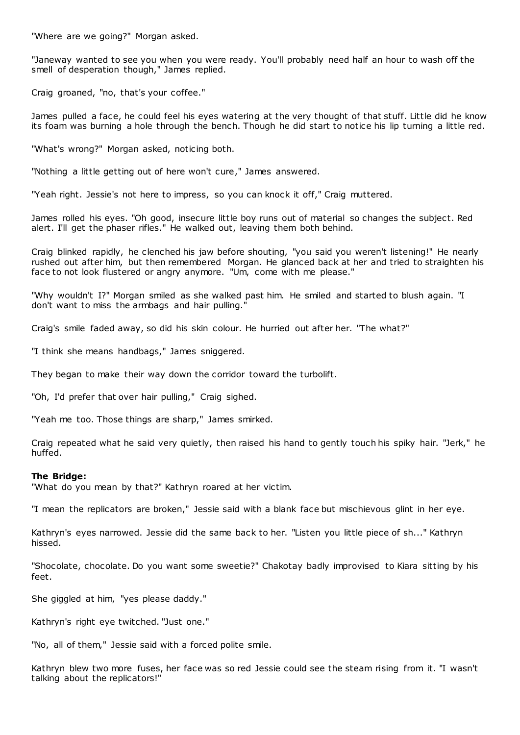"Where are we going?" Morgan asked.

"Janeway wanted to see you when you were ready. You'll probably need half an hour to wash off the smell of desperation though," James replied.

Craig groaned, "no, that's your coffee."

James pulled a face, he could feel his eyes watering at the very thought of that stuff. Little did he know its foam was burning a hole through the bench. Though he did start to notice his lip turning a little red.

"What's wrong?" Morgan asked, noticing both.

"Nothing a little getting out of here won't cure," James answered.

"Yeah right. Jessie's not here to impress, so you can knock it off," Craig muttered.

James rolled his eyes. "Oh good, insecure little boy runs out of material so changes the subject. Red alert. I'll get the phaser rifles." He walked out, leaving them both behind.

Craig blinked rapidly, he clenched his jaw before shouting, "you said you weren't listening!" He nearly rushed out after him, but then remembered Morgan. He glanced back at her and tried to straighten his face to not look flustered or angry anymore. "Um, come with me please."

"Why wouldn't I?" Morgan smiled as she walked past him. He smiled and started to blush again. "I don't want to miss the armbags and hair pulling."

Craig's smile faded away, so did his skin colour. He hurried out after her. "The what?"

"I think she means handbags," James sniggered.

They began to make their way down the corridor toward the turbolift.

"Oh, I'd prefer that over hair pulling," Craig sighed.

"Yeah me too. Those things are sharp," James smirked.

Craig repeated what he said very quietly, then raised his hand to gently touch his spiky hair. "Jerk," he huffed.

**The Bridge:**

"What do you mean by that?" Kathryn roared at her victim.

"I mean the replicators are broken," Jessie said with a blank face but mischievous glint in her eye.

Kathryn's eyes narrowed. Jessie did the same back to her. "Listen you little piece of sh..." Kathryn hissed.

"Shocolate, chocolate. Do you want some sweetie?" Chakotay badly improvised to Kiara sitting by his feet.

She giggled at him, "yes please daddy."

Kathryn's right eye twitched. "Just one."

"No, all of them," Jessie said with a forced polite smile.

Kathryn blew two more fuses, her face was so red Jessie could see the steam rising from it. "I wasn't talking about the replicators!"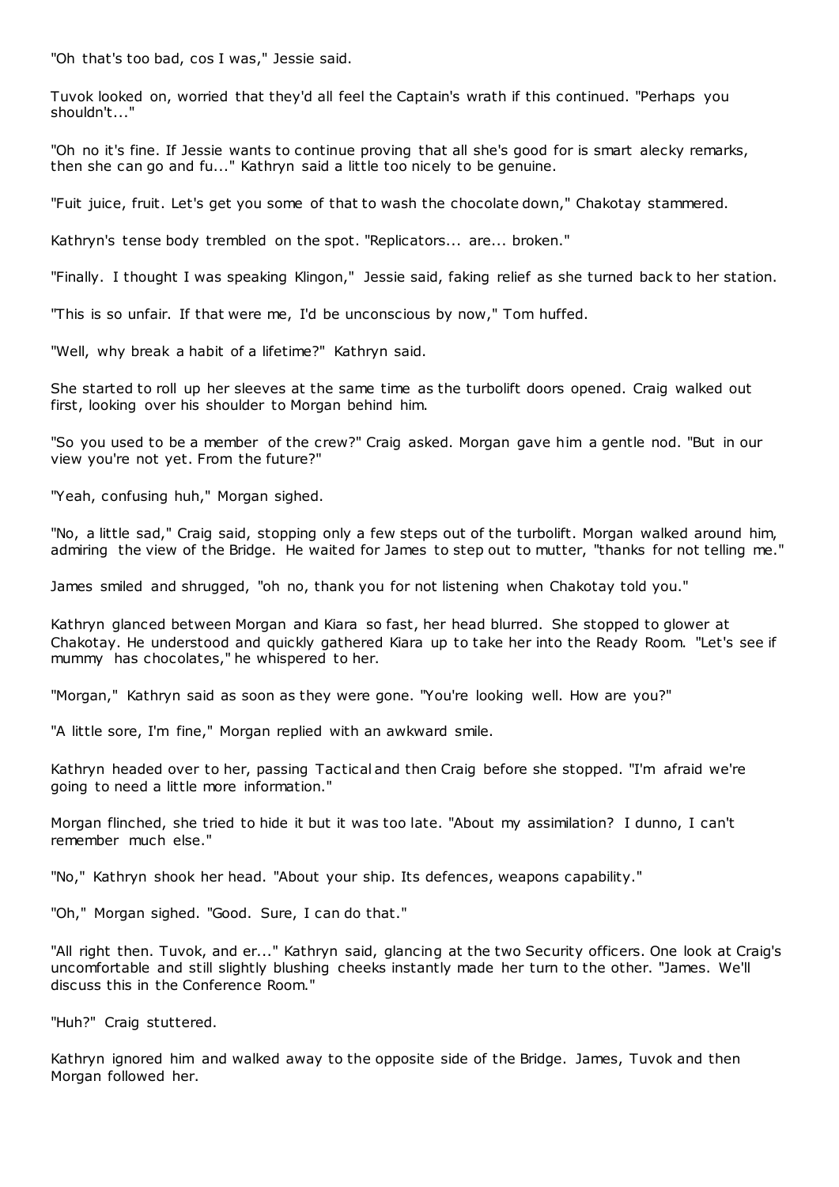"Oh that's too bad, cos I was," Jessie said.

Tuvok looked on, worried that they'd all feel the Captain's wrath if this continued. "Perhaps you shouldn't..."

"Oh no it's fine. If Jessie wants to continue proving that all she's good for is smart alecky remarks, then she can go and fu..." Kathryn said a little too nicely to be genuine.

"Fuit juice, fruit. Let's get you some of that to wash the chocolate down," Chakotay stammered.

Kathryn's tense body trembled on the spot. "Replicators... are... broken."

"Finally. I thought I was speaking Klingon," Jessie said, faking relief as she turned back to her station.

"This is so unfair. If that were me, I'd be unconscious by now," Tom huffed.

"Well, why break a habit of a lifetime?" Kathryn said.

She started to roll up her sleeves at the same time as the turbolift doors opened. Craig walked out first, looking over his shoulder to Morgan behind him.

"So you used to be a member of the crew?" Craig asked. Morgan gave him a gentle nod. "But in our view you're not yet. From the future?"

"Yeah, confusing huh," Morgan sighed.

"No, a little sad," Craig said, stopping only a few steps out of the turbolift. Morgan walked around him, admiring the view of the Bridge. He waited for James to step out to mutter, "thanks for not telling me."

James smiled and shrugged, "oh no, thank you for not listening when Chakotay told you."

Kathryn glanced between Morgan and Kiara so fast, her head blurred. She stopped to glower at Chakotay. He understood and quickly gathered Kiara up to take her into the Ready Room. "Let's see if mummy has chocolates," he whispered to her.

"Morgan," Kathryn said as soon as they were gone. "You're looking well. How are you?"

"A little sore, I'm fine," Morgan replied with an awkward smile.

Kathryn headed over to her, passing Tactical and then Craig before she stopped. "I'm afraid we're going to need a little more information."

Morgan flinched, she tried to hide it but it was too late. "About my assimilation? I dunno, I can't remember much else."

"No," Kathryn shook her head. "About your ship. Its defences, weapons capability."

"Oh," Morgan sighed. "Good. Sure, I can do that."

"All right then. Tuvok, and er..." Kathryn said, glancing at the two Security officers. One look at Craig's uncomfortable and still slightly blushing cheeks instantly made her turn to the other. "James. We'll discuss this in the Conference Room."

"Huh?" Craig stuttered.

Kathryn ignored him and walked away to the opposite side of the Bridge. James, Tuvok and then Morgan followed her.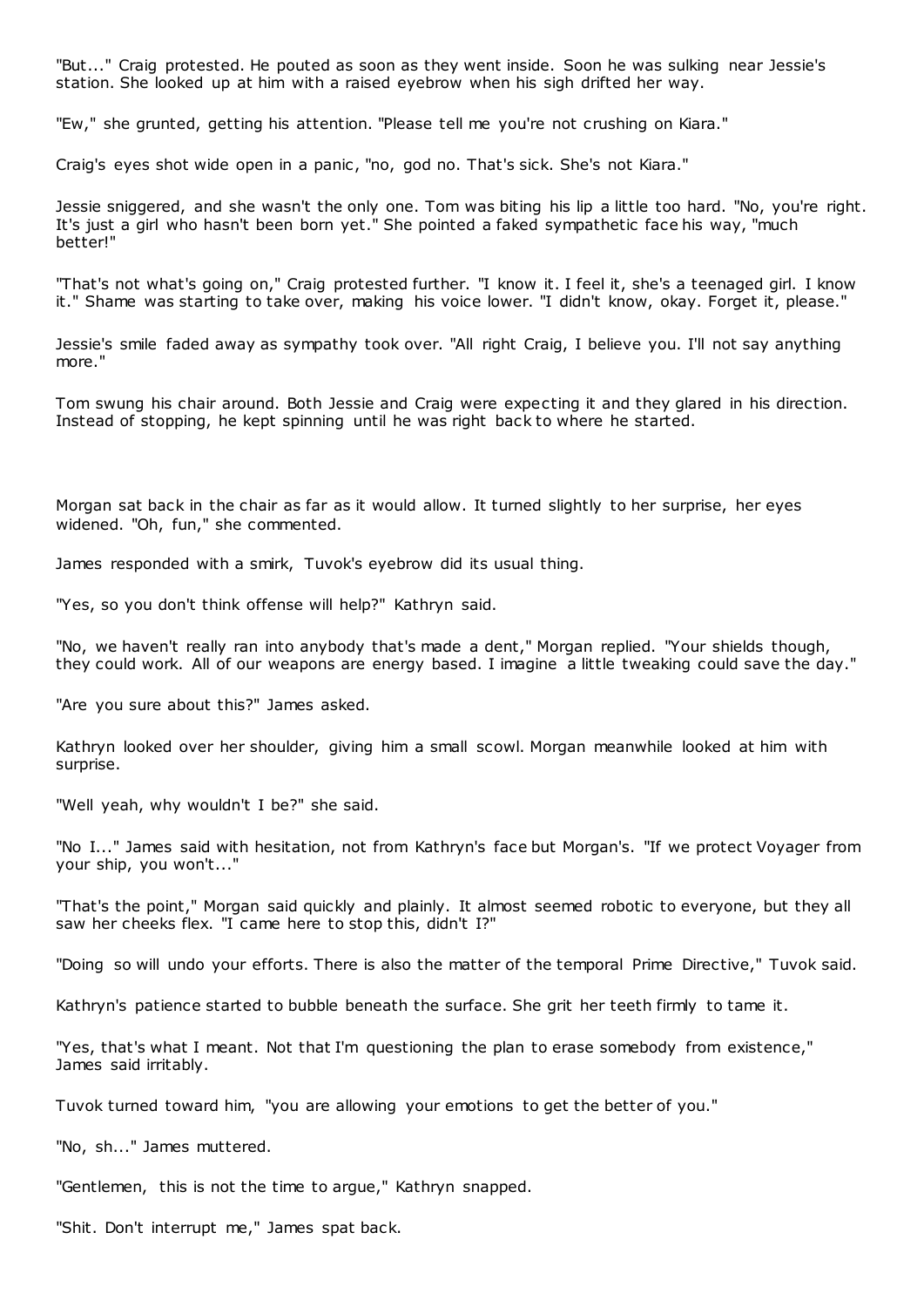"But..." Craig protested. He pouted as soon as they went inside. Soon he was sulking near Jessie's station. She looked up at him with a raised eyebrow when his sigh drifted her way.

"Ew," she grunted, getting his attention. "Please tell me you're not crushing on Kiara."

Craig's eyes shot wide open in a panic, "no, god no. That's sick. She's not Kiara."

Jessie sniggered, and she wasn't the only one. Tom was biting his lip a little too hard. "No, you're right. It's just a girl who hasn't been born yet." She pointed a faked sympathetic face his way, "much better!"

"That's not what's going on," Craig protested further. "I know it. I feel it, she's a teenaged girl. I know it." Shame was starting to take over, making his voice lower. "I didn't know, okay. Forget it, please."

Jessie's smile faded away as sympathy took over. "All right Craig, I believe you. I'll not say anything more."

Tom swung his chair around. Both Jessie and Craig were expecting it and they glared in his direction. Instead of stopping, he kept spinning until he was right back to where he started.

Morgan sat back in the chair as far as it would allow. It turned slightly to her surprise, her eyes widened. "Oh, fun," she commented.

James responded with a smirk, Tuvok's eyebrow did its usual thing.

"Yes, so you don't think offense will help?" Kathryn said.

"No, we haven't really ran into anybody that's made a dent," Morgan replied. "Your shields though, they could work. All of our weapons are energy based. I imagine a little tweaking could save the day."

"Are you sure about this?" James asked.

Kathryn looked over her shoulder, giving him a small scowl. Morgan meanwhile looked at him with surprise.

"Well yeah, why wouldn't I be?" she said.

"No I..." James said with hesitation, not from Kathryn's face but Morgan's. "If we protect Voyager from your ship, you won't..."

"That's the point," Morgan said quickly and plainly. It almost seemed robotic to everyone, but they all saw her cheeks flex. "I came here to stop this, didn't I?"

"Doing so will undo your efforts. There is also the matter of the temporal Prime Directive," Tuvok said.

Kathryn's patience started to bubble beneath the surface. She grit her teeth firmly to tame it.

"Yes, that's what I meant. Not that I'm questioning the plan to erase somebody from existence," James said irritably.

Tuvok turned toward him, "you are allowing your emotions to get the better of you."

"No, sh..." James muttered.

"Gentlemen, this is not the time to argue," Kathryn snapped.

"Shit. Don't interrupt me," James spat back.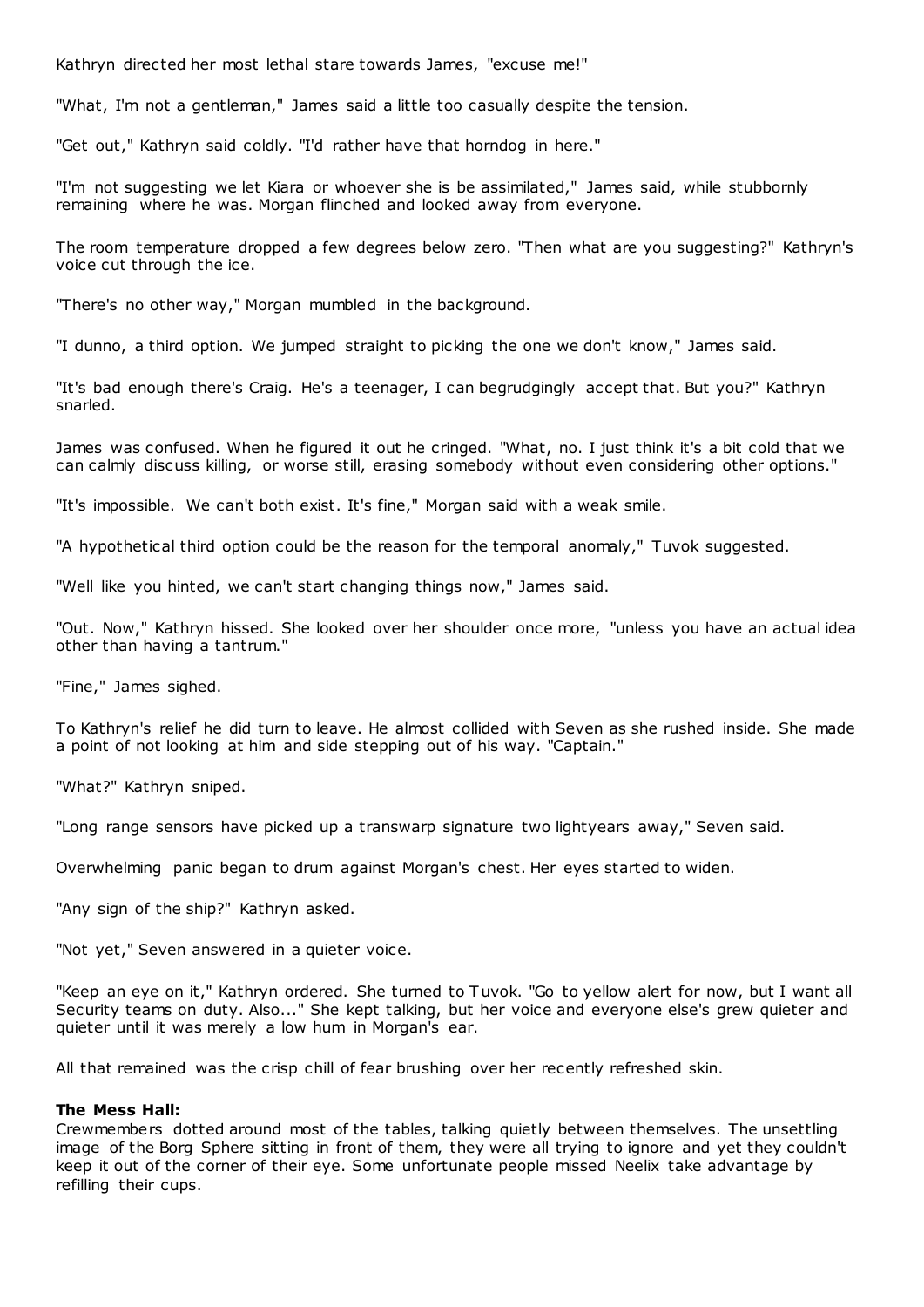Kathryn directed her most lethal stare towards James, "excuse me!"

"What, I'm not a gentleman," James said a little too casually despite the tension.

"Get out," Kathryn said coldly. "I'd rather have that horndog in here."

"I'm not suggesting we let Kiara or whoever she is be assimilated," James said, while stubbornly remaining where he was. Morgan flinched and looked away from everyone.

The room temperature dropped a few degrees below zero. "Then what are you suggesting?" Kathryn's voice cut through the ice.

"There's no other way," Morgan mumbled in the background.

"I dunno, a third option. We jumped straight to picking the one we don't know," James said.

"It's bad enough there's Craig. He's a teenager, I can begrudgingly accept that. But you?" Kathryn snarled.

James was confused. When he figured it out he cringed. "What, no. I just think it's a bit cold that we can calmly discuss killing, or worse still, erasing somebody without even considering other options."

"It's impossible. We can't both exist. It's fine," Morgan said with a weak smile.

"A hypothetical third option could be the reason for the temporal anomaly," Tuvok suggested.

"Well like you hinted, we can't start changing things now," James said.

"Out. Now," Kathryn hissed. She looked over her shoulder once more, "unless you have an actual idea other than having a tantrum."

"Fine," James sighed.

To Kathryn's relief he did turn to leave. He almost collided with Seven as she rushed inside. She made a point of not looking at him and side stepping out of his way. "Captain."

"What?" Kathryn sniped.

"Long range sensors have picked up a transwarp signature two lightyears away," Seven said.

Overwhelming panic began to drum against Morgan's chest. Her eyes started to widen.

"Any sign of the ship?" Kathryn asked.

"Not yet," Seven answered in a quieter voice.

"Keep an eye on it," Kathryn ordered. She turned to Tuvok. "Go to yellow alert for now, but I want all Security teams on duty. Also..." She kept talking, but her voice and everyone else's grew quieter and quieter until it was merely a low hum in Morgan's ear.

All that remained was the crisp chill of fear brushing over her recently refreshed skin.

**The Mess Hall:**
Crewmembers dotted around most of the tables, talking quietly between themselves. The unsettling image of the Borg Sphere sitting in front of them, they were all trying to ignore and yet they couldn't keep it out of the corner of their eye. Some unfortunate people missed Neelix take advantage by refilling their cups.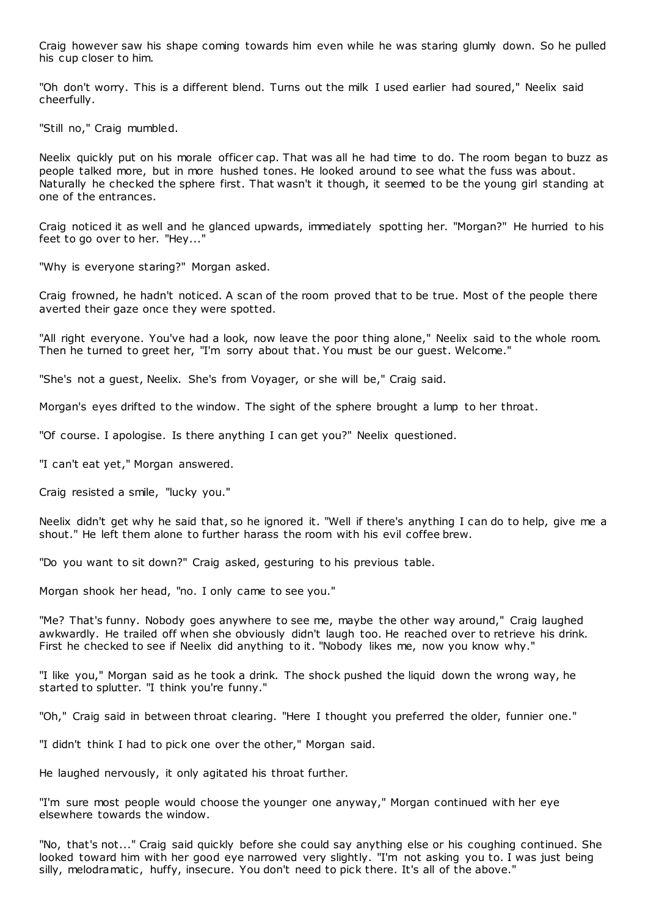Craig however saw his shape coming towards him even while he was staring glumly down. So he pulled his cup closer to him.

"Oh don't worry. This is a different blend. Turns out the milk I used earlier had soured," Neelix said cheerfully.

"Still no," Craig mumbled.

Neelix quickly put on his morale officer cap. That was all he had time to do. The room began to buzz as people talked more, but in more hushed tones. He looked around to see what the fuss was about. Naturally he checked the sphere first. That wasn't it though, it seemed to be the young girl standing at one of the entrances.

Craig noticed it as well and he glanced upwards, immediately spotting her. "Morgan?" He hurried to his feet to go over to her. "Hey..."

"Why is everyone staring?" Morgan asked.

Craig frowned, he hadn't noticed. A scan of the room proved that to be true. Most of the people there averted their gaze once they were spotted.

"All right everyone. You've had a look, now leave the poor thing alone," Neelix said to the whole room. Then he turned to greet her, "I'm sorry about that. You must be our guest. Welcome."

"She's not a guest, Neelix. She's from Voyager, or she will be," Craig said.

Morgan's eyes drifted to the window. The sight of the sphere brought a lump to her throat.

"Of course. I apologise. Is there anything I can get you?" Neelix questioned.

"I can't eat yet," Morgan answered.

Craig resisted a smile, "lucky you."

Neelix didn't get why he said that, so he ignored it. "Well if there's anything I can do to help, give me a shout." He left them alone to further harass the room with his evil coffee brew.

"Do you want to sit down?" Craig asked, gesturing to his previous table.

Morgan shook her head, "no. I only came to see you."

"Me? That's funny. Nobody goes anywhere to see me, maybe the other way around," Craig laughed awkwardly. He trailed off when she obviously didn't laugh too. He reached over to retrieve his drink. First he checked to see if Neelix did anything to it. "Nobody likes me, now you know why."

"I like you," Morgan said as he took a drink. The shock pushed the liquid down the wrong way, he started to splutter. "I think you're funny."

"Oh," Craig said in between throat clearing. "Here I thought you preferred the older, funnier one."

"I didn't think I had to pick one over the other," Morgan said.

He laughed nervously, it only agitated his throat further.

"I'm sure most people would choose the younger one anyway," Morgan continued with her eye elsewhere towards the window.

"No, that's not..." Craig said quickly before she could say anything else or his coughing continued. She looked toward him with her good eye narrowed very slightly. "I'm not asking you to. I was just being silly, melodramatic, huffy, insecure. You don't need to pick there. It's all of the above."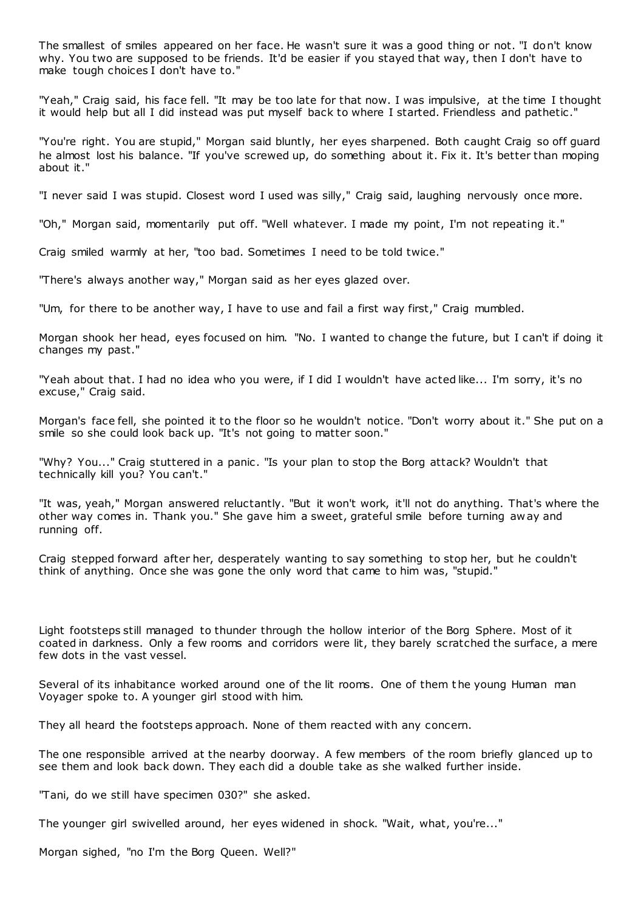The smallest of smiles appeared on her face. He wasn't sure it was a good thing or not. "I don't know why. You two are supposed to be friends. It'd be easier if you stayed that way, then I don't have to make tough choices I don't have to."

"Yeah," Craig said, his face fell. "It may be too late for that now. I was impulsive, at the time I thought it would help but all I did instead was put myself back to where I started. Friendless and pathetic."

"You're right. You are stupid," Morgan said bluntly, her eyes sharpened. Both caught Craig so off guard he almost lost his balance. "If you've screwed up, do something about it. Fix it. It's better than moping about it."

"I never said I was stupid. Closest word I used was silly," Craig said, laughing nervously once more.

"Oh," Morgan said, momentarily put off. "Well whatever. I made my point, I'm not repeating it."

Craig smiled warmly at her, "too bad. Sometimes I need to be told twice."

"There's always another way," Morgan said as her eyes glazed over.

"Um, for there to be another way, I have to use and fail a first way first," Craig mumbled.

Morgan shook her head, eyes focused on him. "No. I wanted to change the future, but I can't if doing it changes my past."

"Yeah about that. I had no idea who you were, if I did I wouldn't have acted like... I'm sorry, it's no excuse," Craig said.

Morgan's face fell, she pointed it to the floor so he wouldn't notice. "Don't worry about it." She put on a smile so she could look back up. "It's not going to matter soon."

"Why? You..." Craig stuttered in a panic. "Is your plan to stop the Borg attack? Wouldn't that technically kill you? You can't."

"It was, yeah," Morgan answered reluctantly. "But it won't work, it'll not do anything. That's where the other way comes in. Thank you." She gave him a sweet, grateful smile before turning away and running off.

Craig stepped forward after her, desperately wanting to say something to stop her, but he couldn't think of anything. Once she was gone the only word that came to him was, "stupid."

Light footsteps still managed to thunder through the hollow interior of the Borg Sphere. Most of it coated in darkness. Only a few rooms and corridors were lit, they barely scratched the surface, a mere few dots in the vast vessel.

Several of its inhabitance worked around one of the lit rooms. One of them the young Human man Voyager spoke to. A younger girl stood with him.

They all heard the footsteps approach. None of them reacted with any concern.

The one responsible arrived at the nearby doorway. A few members of the room briefly glanced up to see them and look back down. They each did a double take as she walked further inside.

"Tani, do we still have specimen 030?" she asked.

The younger girl swivelled around, her eyes widened in shock. "Wait, what, you're..."

Morgan sighed, "no I'm the Borg Queen. Well?"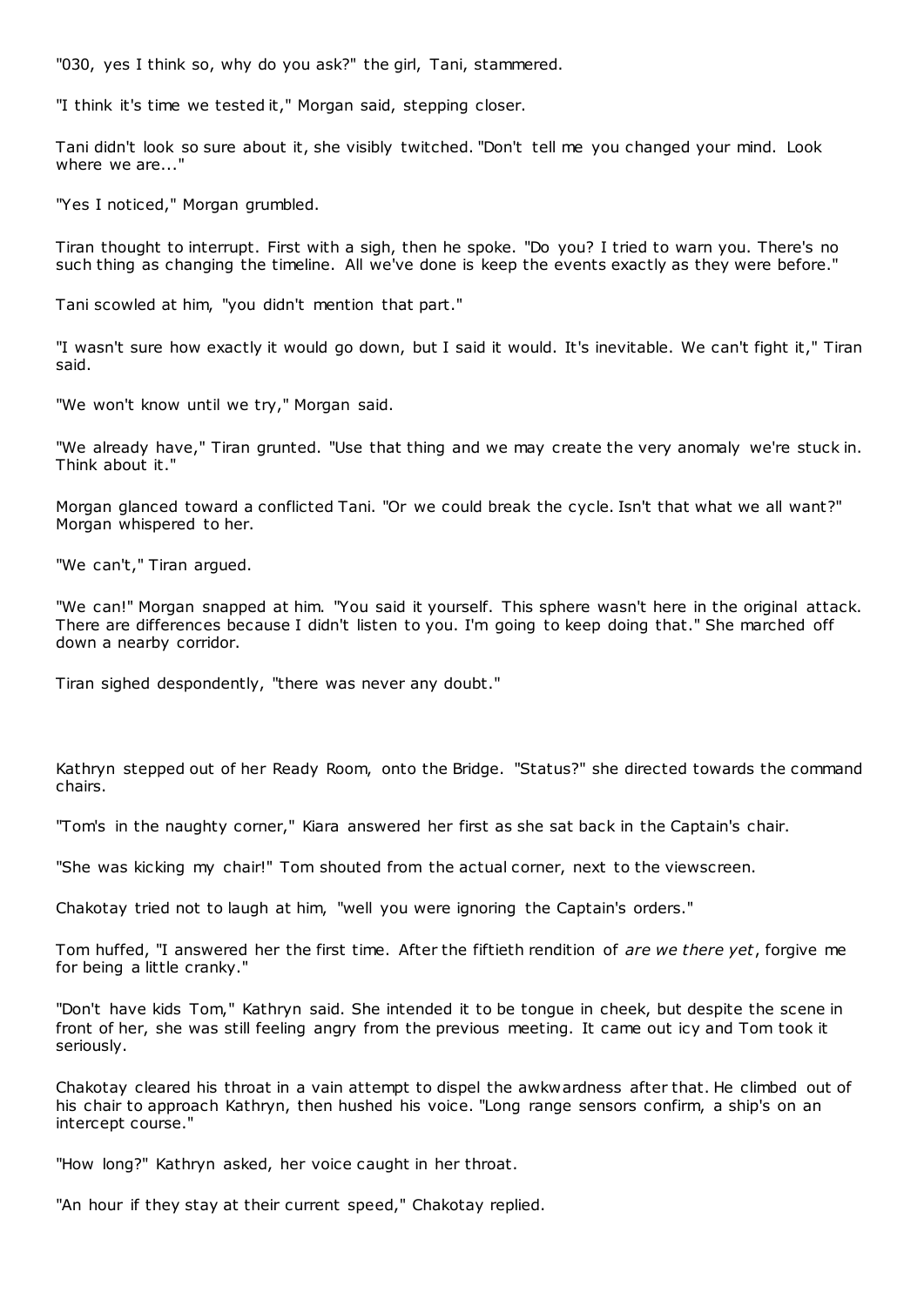"030, yes I think so, why do you ask?" the girl, Tani, stammered.

"I think it's time we tested it," Morgan said, stepping closer.

Tani didn't look so sure about it, she visibly twitched. "Don't tell me you changed your mind. Look where we are..."

"Yes I noticed," Morgan grumbled.

Tiran thought to interrupt. First with a sigh, then he spoke. "Do you? I tried to warn you. There's no such thing as changing the timeline. All we've done is keep the events exactly as they were before."

Tani scowled at him, "you didn't mention that part."

"I wasn't sure how exactly it would go down, but I said it would. It's inevitable. We can't fight it," Tiran said.

"We won't know until we try," Morgan said.

"We already have," Tiran grunted. "Use that thing and we may create the very anomaly we're stuck in. Think about it."

Morgan glanced toward a conflicted Tani. "Or we could break the cycle. Isn't that what we all want?" Morgan whispered to her.

"We can't," Tiran argued.

"We can!" Morgan snapped at him. "You said it yourself. This sphere wasn't here in the original attack. There are differences because I didn't listen to you. I'm going to keep doing that." She marched off down a nearby corridor.

Tiran sighed despondently, "there was never any doubt."

Kathryn stepped out of her Ready Room, onto the Bridge. "Status?" she directed towards the command chairs.

"Tom's in the naughty corner," Kiara answered her first as she sat back in the Captain's chair.

"She was kicking my chair!" Tom shouted from the actual corner, next to the viewscreen.

Chakotay tried not to laugh at him, "well you were ignoring the Captain's orders."

Tom huffed, "I answered her the first time. After the fiftieth rendition of *are we there yet*, forgive me for being a little cranky."

"Don't have kids Tom," Kathryn said. She intended it to be tongue in cheek, but despite the scene in front of her, she was still feeling angry from the previous meeting. It came out icy and Tom took it seriously.

Chakotay cleared his throat in a vain attempt to dispel the awkwardness after that. He climbed out of his chair to approach Kathryn, then hushed his voice. "Long range sensors confirm, a ship's on an intercept course."

"How long?" Kathryn asked, her voice caught in her throat.

"An hour if they stay at their current speed," Chakotay replied.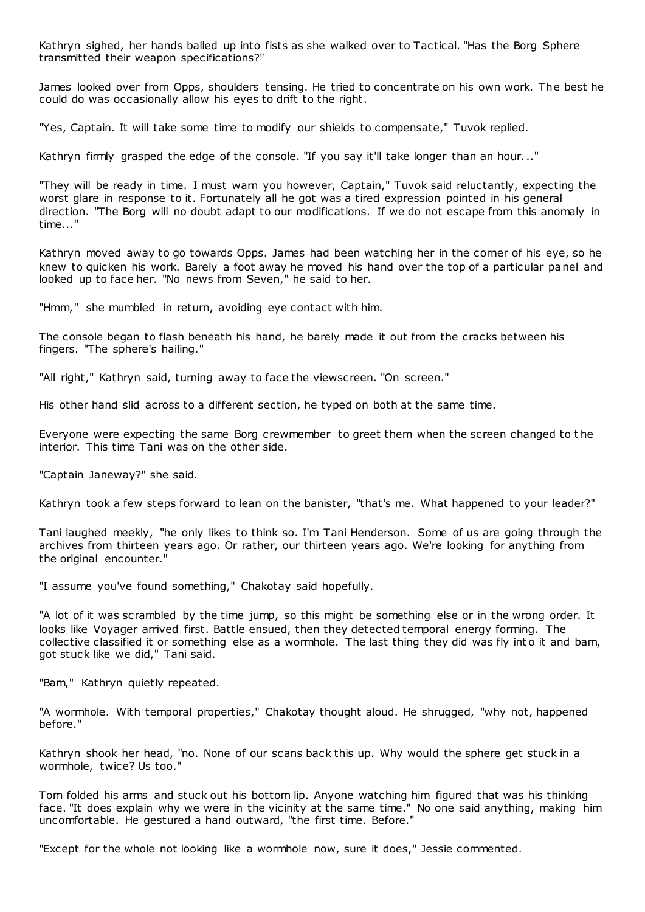Kathryn sighed, her hands balled up into fists as she walked over to Tactical. "Has the Borg Sphere transmitted their weapon specifications?"

James looked over from Opps, shoulders tensing. He tried to concentrate on his own work. The best he could do was occasionally allow his eyes to drift to the right.

"Yes, Captain. It will take some time to modify our shields to compensate," Tuvok replied.

Kathryn firmly grasped the edge of the console. "If you say it'll take longer than an hour..."

"They will be ready in time. I must warn you however, Captain," Tuvok said reluctantly, expecting the worst glare in response to it. Fortunately all he got was a tired expression pointed in his general direction. "The Borg will no doubt adapt to our modifications. If we do not escape from this anomaly in time..."

Kathryn moved away to go towards Opps. James had been watching her in the corner of his eye, so he knew to quicken his work. Barely a foot away he moved his hand over the top of a particular panel and looked up to face her. "No news from Seven," he said to her.

"Hmm," she mumbled in return, avoiding eye contact with him.

The console began to flash beneath his hand, he barely made it out from the cracks between his fingers. "The sphere's hailing."

"All right," Kathryn said, turning away to face the viewscreen. "On screen."

His other hand slid across to a different section, he typed on both at the same time.

Everyone were expecting the same Borg crewmember to greet them when the screen changed to the interior. This time Tani was on the other side.

"Captain Janeway?" she said.

Kathryn took a few steps forward to lean on the banister, "that's me. What happened to your leader?"

Tani laughed meekly, "he only likes to think so. I'm Tani Henderson. Some of us are going through the archives from thirteen years ago. Or rather, our thirteen years ago. We're looking for anything from the original encounter."

"I assume you've found something," Chakotay said hopefully.

"A lot of it was scrambled by the time jump, so this might be something else or in the wrong order. It looks like Voyager arrived first. Battle ensued, then they detected temporal energy forming. The collective classified it or something else as a wormhole. The last thing they did was fly into it and bam, got stuck like we did," Tani said.

"Bam," Kathryn quietly repeated.

"A wormhole. With temporal properties," Chakotay thought aloud. He shrugged, "why not, happened before."

Kathryn shook her head, "no. None of our scans back this up. Why would the sphere get stuck in a wormhole, twice? Us too."

Tom folded his arms and stuck out his bottom lip. Anyone watching him figured that was his thinking face. "It does explain why we were in the vicinity at the same time." No one said anything, making him uncomfortable. He gestured a hand outward, "the first time. Before."

"Except for the whole not looking like a wormhole now, sure it does," Jessie commented.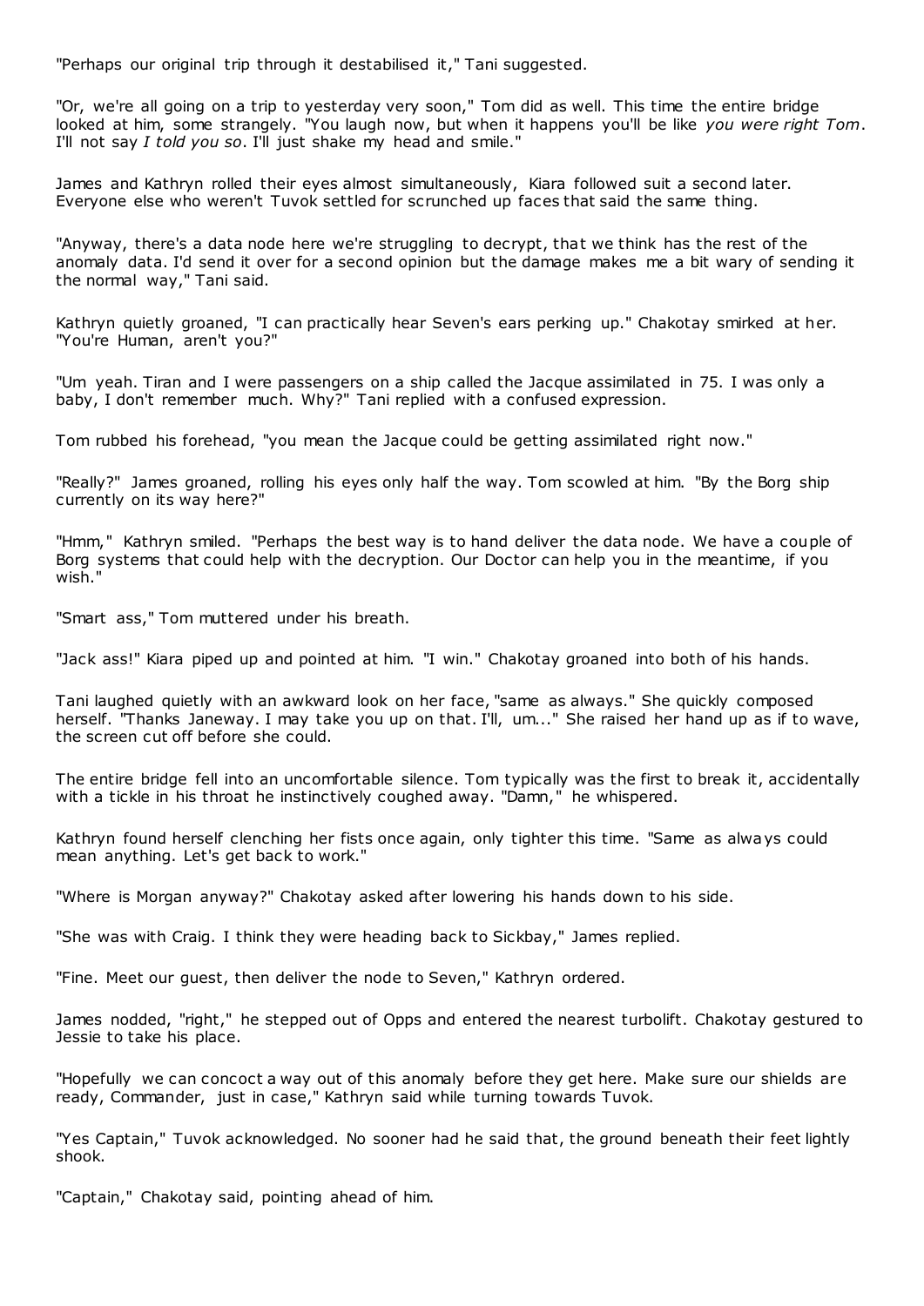"Perhaps our original trip through it destabilised it," Tani suggested.

"Or, we're all going on a trip to yesterday very soon," Tom did as well. This time the entire bridge looked at him, some strangely. "You laugh now, but when it happens you'll be like *you were right Tom*. I'll not say *I told you so*. I'll just shake my head and smile."

James and Kathryn rolled their eyes almost simultaneously, Kiara followed suit a second later. Everyone else who weren't Tuvok settled for scrunched up faces that said the same thing.

"Anyway, there's a data node here we're struggling to decrypt, that we think has the rest of the anomaly data. I'd send it over for a second opinion but the damage makes me a bit wary of sending it the normal way," Tani said.

Kathryn quietly groaned, "I can practically hear Seven's ears perking up." Chakotay smirked at her. "You're Human, aren't you?"

"Um yeah. Tiran and I were passengers on a ship called the Jacque assimilated in 75. I was only a baby, I don't remember much. Why?" Tani replied with a confused expression.

Tom rubbed his forehead, "you mean the Jacque could be getting assimilated right now."

"Really?" James groaned, rolling his eyes only half the way. Tom scowled at him. "By the Borg ship currently on its way here?"

"Hmm," Kathryn smiled. "Perhaps the best way is to hand deliver the data node. We have a couple of Borg systems that could help with the decryption. Our Doctor can help you in the meantime, if you wish."

"Smart ass," Tom muttered under his breath.

"Jack ass!" Kiara piped up and pointed at him. "I win." Chakotay groaned into both of his hands.

Tani laughed quietly with an awkward look on her face, "same as always." She quickly composed herself. "Thanks Janeway. I may take you up on that. I'll, um..." She raised her hand up as if to wave, the screen cut off before she could.

The entire bridge fell into an uncomfortable silence. Tom typically was the first to break it, accidentally with a tickle in his throat he instinctively coughed away. "Damn," he whispered.

Kathryn found herself clenching her fists once again, only tighter this time. "Same as always could mean anything. Let's get back to work."

"Where is Morgan anyway?" Chakotay asked after lowering his hands down to his side.

"She was with Craig. I think they were heading back to Sickbay," James replied.

"Fine. Meet our guest, then deliver the node to Seven," Kathryn ordered.

James nodded, "right," he stepped out of Opps and entered the nearest turbolift. Chakotay gestured to Jessie to take his place.

"Hopefully we can concoct a way out of this anomaly before they get here. Make sure our shields are ready, Commander, just in case," Kathryn said while turning towards Tuvok.

"Yes Captain," Tuvok acknowledged. No sooner had he said that, the ground beneath their feet lightly shook.

"Captain," Chakotay said, pointing ahead of him.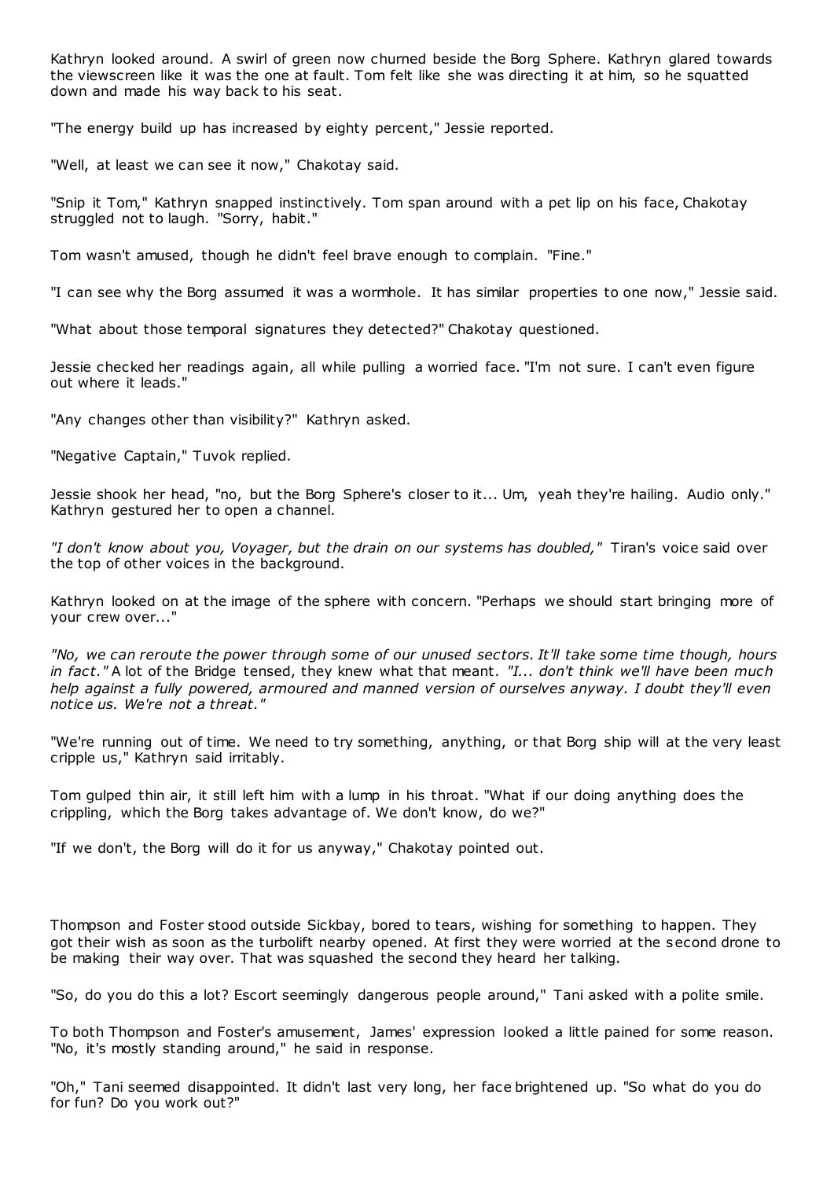Kathryn looked around. A swirl of green now churned beside the Borg Sphere. Kathryn glared towards the viewscreen like it was the one at fault. Tom felt like she was directing it at him, so he squatted down and made his way back to his seat.

"The energy build up has increased by eighty percent," Jessie reported.

"Well, at least we can see it now," Chakotay said.

"Snip it Tom," Kathryn snapped instinctively. Tom span around with a pet lip on his face, Chakotay struggled not to laugh. "Sorry, habit."

Tom wasn't amused, though he didn't feel brave enough to complain. "Fine."

"I can see why the Borg assumed it was a wormhole. It has similar properties to one now," Jessie said.

"What about those temporal signatures they detected?" Chakotay questioned.

Jessie checked her readings again, all while pulling a worried face. "I'm not sure. I can't even figure out where it leads."

"Any changes other than visibility?" Kathryn asked.

"Negative Captain," Tuvok replied.

Jessie shook her head, "no, but the Borg Sphere's closer to it... Um, yeah they're hailing. Audio only." Kathryn gestured her to open a channel.

*"I don't know about you, Voyager, but the drain on our systems has doubled,"* Tiran's voice said over the top of other voices in the background.

Kathryn looked on at the image of the sphere with concern. "Perhaps we should start bringing more of your crew over..."

*"No, we can reroute the power through some of our unused sectors. It'll take some time though, hours in fact."* A lot of the Bridge tensed, they knew what that meant. *"I... don't think we'll have been much help against a fully powered, armoured and manned version of ourselves anyway. I doubt they'll even notice us. We're not a threat."*

"We're running out of time. We need to try something, anything, or that Borg ship will at the very least cripple us," Kathryn said irritably.

Tom gulped thin air, it still left him with a lump in his throat. "What if our doing anything does the crippling, which the Borg takes advantage of. We don't know, do we?"

"If we don't, the Borg will do it for us anyway," Chakotay pointed out.

Thompson and Foster stood outside Sickbay, bored to tears, wishing for something to happen. They got their wish as soon as the turbolift nearby opened. At first they were worried at the second drone to be making their way over. That was squashed the second they heard her talking.

"So, do you do this a lot? Escort seemingly dangerous people around," Tani asked with a polite smile.

To both Thompson and Foster's amusement, James' expression looked a little pained for some reason. "No, it's mostly standing around," he said in response.

"Oh," Tani seemed disappointed. It didn't last very long, her face brightened up. "So what do you do for fun? Do you work out?"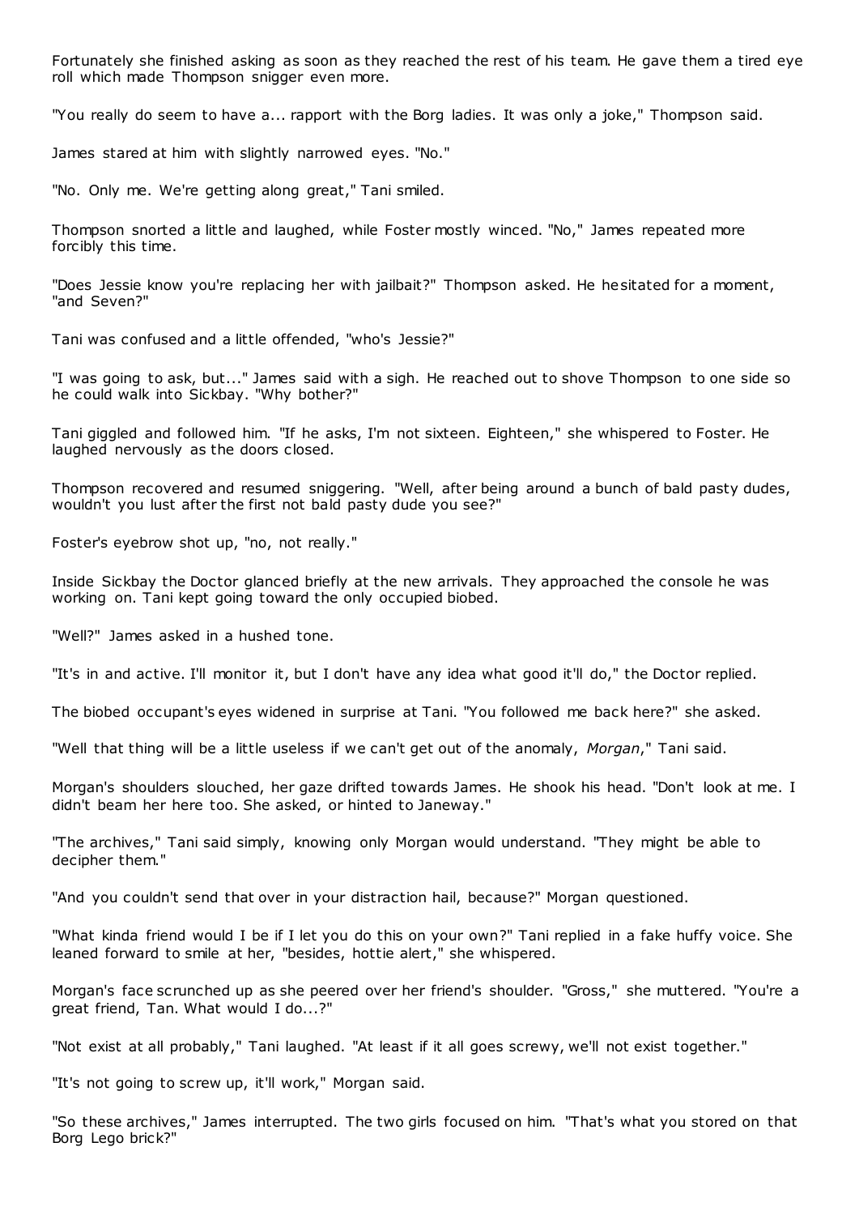Fortunately she finished asking as soon as they reached the rest of his team. He gave them a tired eye roll which made Thompson snigger even more.

"You really do seem to have a... rapport with the Borg ladies. It was only a joke," Thompson said.

James stared at him with slightly narrowed eyes. "No."

"No. Only me. We're getting along great," Tani smiled.

Thompson snorted a little and laughed, while Foster mostly winced. "No," James repeated more forcibly this time.

"Does Jessie know you're replacing her with jailbait?" Thompson asked. He hesitated for a moment, "and Seven?"

Tani was confused and a little offended, "who's Jessie?"

"I was going to ask, but..." James said with a sigh. He reached out to shove Thompson to one side so he could walk into Sickbay. "Why bother?"

Tani giggled and followed him. "If he asks, I'm not sixteen. Eighteen," she whispered to Foster. He laughed nervously as the doors closed.

Thompson recovered and resumed sniggering. "Well, after being around a bunch of bald pasty dudes, wouldn't you lust after the first not bald pasty dude you see?"

Foster's eyebrow shot up, "no, not really."

Inside Sickbay the Doctor glanced briefly at the new arrivals. They approached the console he was working on. Tani kept going toward the only occupied biobed.

"Well?" James asked in a hushed tone.

"It's in and active. I'll monitor it, but I don't have any idea what good it'll do," the Doctor replied.

The biobed occupant's eyes widened in surprise at Tani. "You followed me back here?" she asked.

"Well that thing will be a little useless if we can't get out of the anomaly, *Morgan*," Tani said.

Morgan's shoulders slouched, her gaze drifted towards James. He shook his head. "Don't look at me. I didn't beam her here too. She asked, or hinted to Janeway."

"The archives," Tani said simply, knowing only Morgan would understand. "They might be able to decipher them."

"And you couldn't send that over in your distraction hail, because?" Morgan questioned.

"What kinda friend would I be if I let you do this on your own?" Tani replied in a fake huffy voice. She leaned forward to smile at her, "besides, hottie alert," she whispered.

Morgan's face scrunched up as she peered over her friend's shoulder. "Gross," she muttered. "You're a great friend, Tan. What would I do...?"

"Not exist at all probably," Tani laughed. "At least if it all goes screwy, we'll not exist together."

"It's not going to screw up, it'll work," Morgan said.

"So these archives," James interrupted. The two girls focused on him. "That's what you stored on that Borg Lego brick?"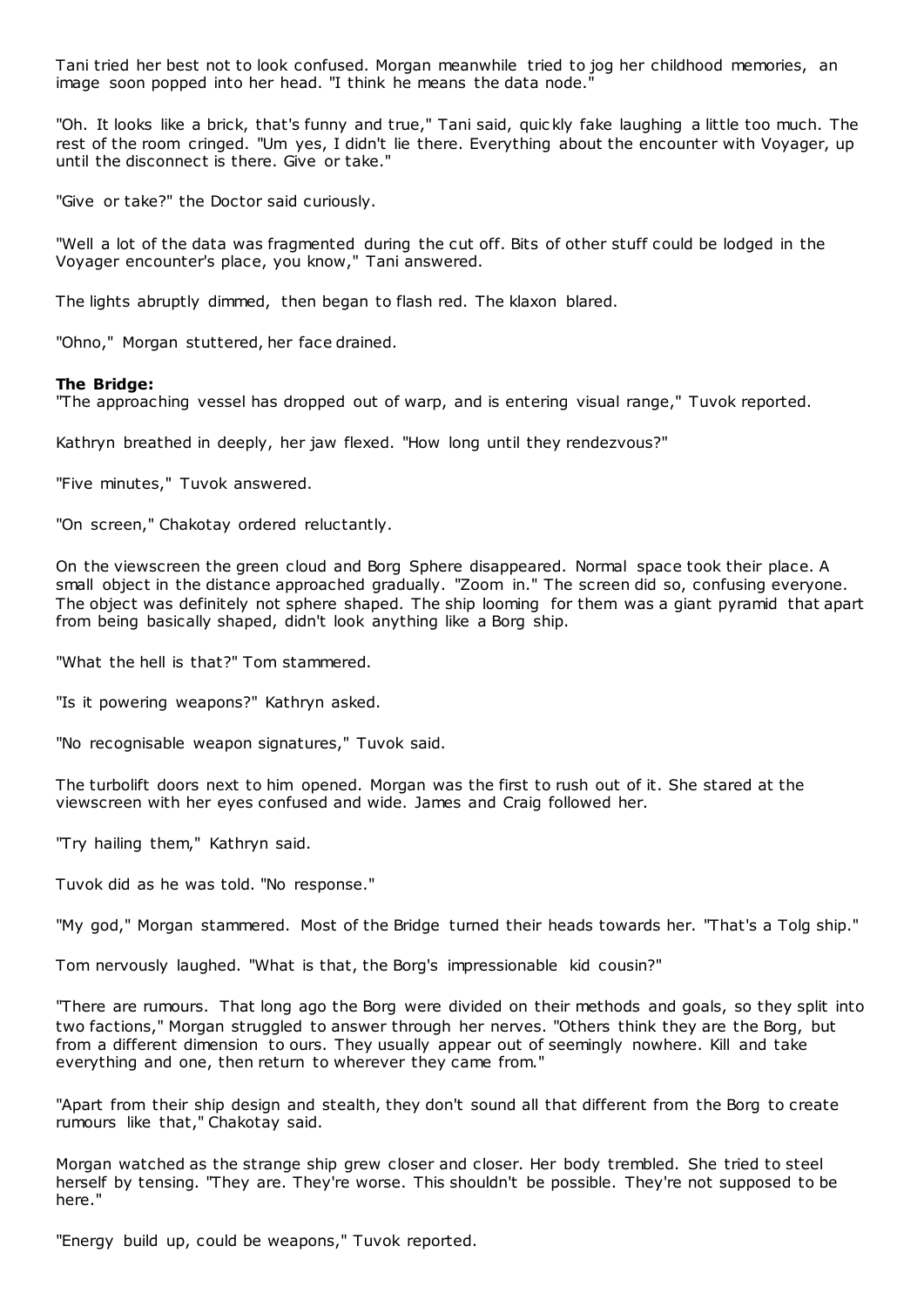Tani tried her best not to look confused. Morgan meanwhile tried to jog her childhood memories, an image soon popped into her head. "I think he means the data node."

"Oh. It looks like a brick, that's funny and true," Tani said, quickly fake laughing a little too much. The rest of the room cringed. "Um yes, I didn't lie there. Everything about the encounter with Voyager, up until the disconnect is there. Give or take."

"Give or take?" the Doctor said curiously.

"Well a lot of the data was fragmented during the cut off. Bits of other stuff could be lodged in the Voyager encounter's place, you know," Tani answered.

The lights abruptly dimmed, then began to flash red. The klaxon blared.

"Ohno," Morgan stuttered, her face drained.

**The Bridge:**

"The approaching vessel has dropped out of warp, and is entering visual range," Tuvok reported.

Kathryn breathed in deeply, her jaw flexed. "How long until they rendezvous?"

"Five minutes," Tuvok answered.

"On screen," Chakotay ordered reluctantly.

On the viewscreen the green cloud and Borg Sphere disappeared. Normal space took their place. A small object in the distance approached gradually. "Zoom in." The screen did so, confusing everyone. The object was definitely not sphere shaped. The ship looming for them was a giant pyramid that apart from being basically shaped, didn't look anything like a Borg ship.

"What the hell is that?" Tom stammered.

"Is it powering weapons?" Kathryn asked.

"No recognisable weapon signatures," Tuvok said.

The turbolift doors next to him opened. Morgan was the first to rush out of it. She stared at the viewscreen with her eyes confused and wide. James and Craig followed her.

"Try hailing them," Kathryn said.

Tuvok did as he was told. "No response."

"My god," Morgan stammered. Most of the Bridge turned their heads towards her. "That's a Tolg ship."

Tom nervously laughed. "What is that, the Borg's impressionable kid cousin?"

"There are rumours. That long ago the Borg were divided on their methods and goals, so they split into two factions," Morgan struggled to answer through her nerves. "Others think they are the Borg, but from a different dimension to ours. They usually appear out of seemingly nowhere. Kill and take everything and one, then return to wherever they came from."

"Apart from their ship design and stealth, they don't sound all that different from the Borg to create rumours like that," Chakotay said.

Morgan watched as the strange ship grew closer and closer. Her body trembled. She tried to steel herself by tensing. "They are. They're worse. This shouldn't be possible. They're not supposed to be here."

"Energy build up, could be weapons," Tuvok reported.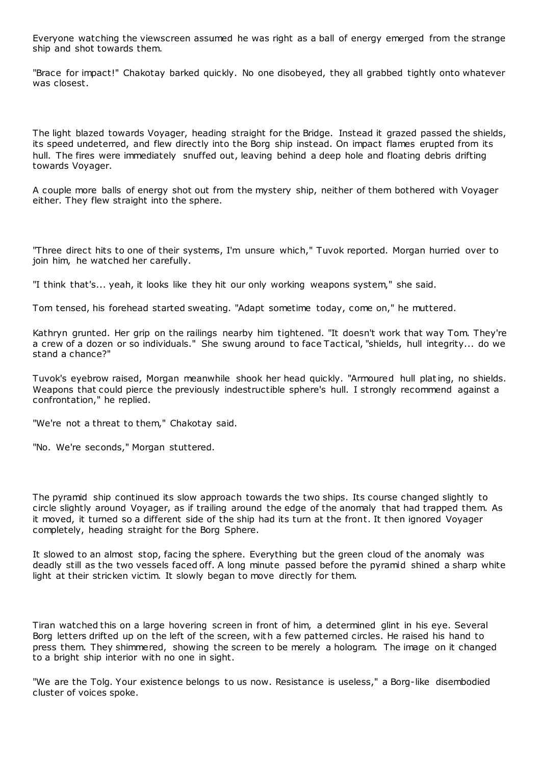Everyone watching the viewscreen assumed he was right as a ball of energy emerged from the strange ship and shot towards them.

"Brace for impact!" Chakotay barked quickly. No one disobeyed, they all grabbed tightly onto whatever was closest.

The light blazed towards Voyager, heading straight for the Bridge. Instead it grazed passed the shields, its speed undeterred, and flew directly into the Borg ship instead. On impact flames erupted from its hull. The fires were immediately snuffed out, leaving behind a deep hole and floating debris drifting towards Voyager.

A couple more balls of energy shot out from the mystery ship, neither of them bothered with Voyager either. They flew straight into the sphere.

"Three direct hits to one of their systems, I'm unsure which," Tuvok reported. Morgan hurried over to join him, he watched her carefully.

"I think that's... yeah, it looks like they hit our only working weapons system," she said.

Tom tensed, his forehead started sweating. "Adapt sometime today, come on," he muttered.

Kathryn grunted. Her grip on the railings nearby him tightened. "It doesn't work that way Tom. They're a crew of a dozen or so individuals." She swung around to face Tactical, "shields, hull integrity... do we stand a chance?"

Tuvok's eyebrow raised, Morgan meanwhile shook her head quickly. "Armoured hull plating, no shields. Weapons that could pierce the previously indestructible sphere's hull. I strongly recommend against a confrontation," he replied.

"We're not a threat to them," Chakotay said.

"No. We're seconds," Morgan stuttered.

The pyramid ship continued its slow approach towards the two ships. Its course changed slightly to circle slightly around Voyager, as if trailing around the edge of the anomaly that had trapped them. As it moved, it turned so a different side of the ship had its turn at the front. It then ignored Voyager completely, heading straight for the Borg Sphere.

It slowed to an almost stop, facing the sphere. Everything but the green cloud of the anomaly was deadly still as the two vessels faced off. A long minute passed before the pyramid shined a sharp white light at their stricken victim. It slowly began to move directly for them.

Tiran watched this on a large hovering screen in front of him, a determined glint in his eye. Several Borg letters drifted up on the left of the screen, with a few patterned circles. He raised his hand to press them. They shimmered, showing the screen to be merely a hologram. The image on it changed to a bright ship interior with no one in sight.

"We are the Tolg. Your existence belongs to us now. Resistance is useless," a Borg-like disembodied cluster of voices spoke.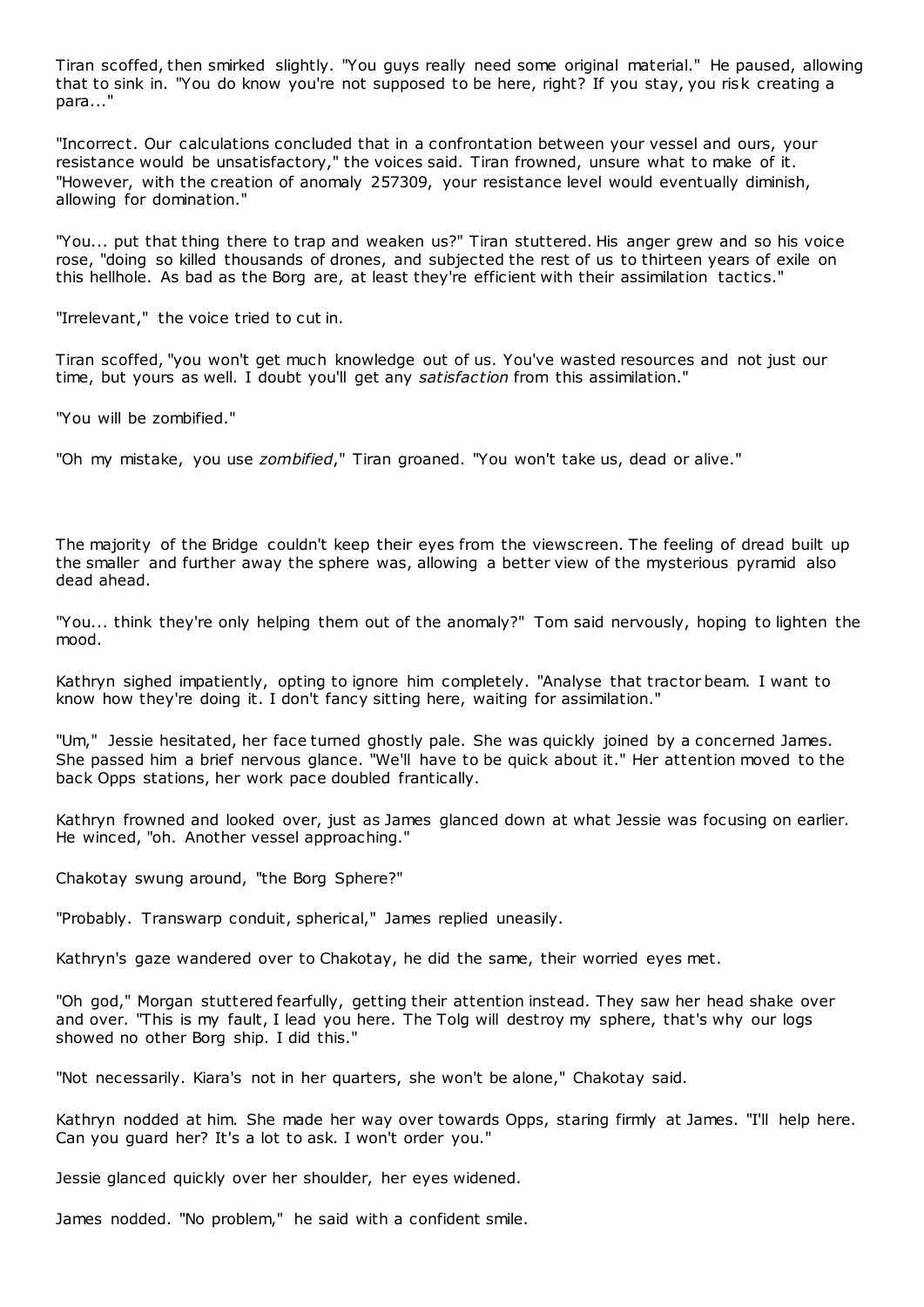Tiran scoffed, then smirked slightly. "You guys really need some original material." He paused, allowing that to sink in. "You do know you're not supposed to be here, right? If you stay, you risk creating a para..."

"Incorrect. Our calculations concluded that in a confrontation between your vessel and ours, your resistance would be unsatisfactory," the voices said. Tiran frowned, unsure what to make of it. "However, with the creation of anomaly 257309, your resistance level would eventually diminish, allowing for domination."

"You... put that thing there to trap and weaken us?" Tiran stuttered. His anger grew and so his voice rose, "doing so killed thousands of drones, and subjected the rest of us to thirteen years of exile on this hellhole. As bad as the Borg are, at least they're efficient with their assimilation tactics."

"Irrelevant," the voice tried to cut in.

Tiran scoffed, "you won't get much knowledge out of us. You've wasted resources and not just our time, but yours as well. I doubt you'll get any *satisfaction* from this assimilation."

"You will be zombified."

"Oh my mistake, you use *zombified*," Tiran groaned. "You won't take us, dead or alive."

The majority of the Bridge couldn't keep their eyes from the viewscreen. The feeling of dread built up the smaller and further away the sphere was, allowing a better view of the mysterious pyramid also dead ahead.

"You... think they're only helping them out of the anomaly?" Tom said nervously, hoping to lighten the mood.

Kathryn sighed impatiently, opting to ignore him completely. "Analyse that tractor beam. I want to know how they're doing it. I don't fancy sitting here, waiting for assimilation."

"Um," Jessie hesitated, her face turned ghostly pale. She was quickly joined by a concerned James. She passed him a brief nervous glance. "We'll have to be quick about it." Her attention moved to the back Opps stations, her work pace doubled frantically.

Kathryn frowned and looked over, just as James glanced down at what Jessie was focusing on earlier. He winced, "oh. Another vessel approaching."

Chakotay swung around, "the Borg Sphere?"

"Probably. Transwarp conduit, spherical," James replied uneasily.

Kathryn's gaze wandered over to Chakotay, he did the same, their worried eyes met.

"Oh god," Morgan stuttered fearfully, getting their attention instead. They saw her head shake over and over. "This is my fault, I lead you here. The Tolg will destroy my sphere, that's why our logs showed no other Borg ship. I did this."

"Not necessarily. Kiara's not in her quarters, she won't be alone," Chakotay said.

Kathryn nodded at him. She made her way over towards Opps, staring firmly at James. "I'll help here. Can you guard her? It's a lot to ask. I won't order you."

Jessie glanced quickly over her shoulder, her eyes widened.

James nodded. "No problem," he said with a confident smile.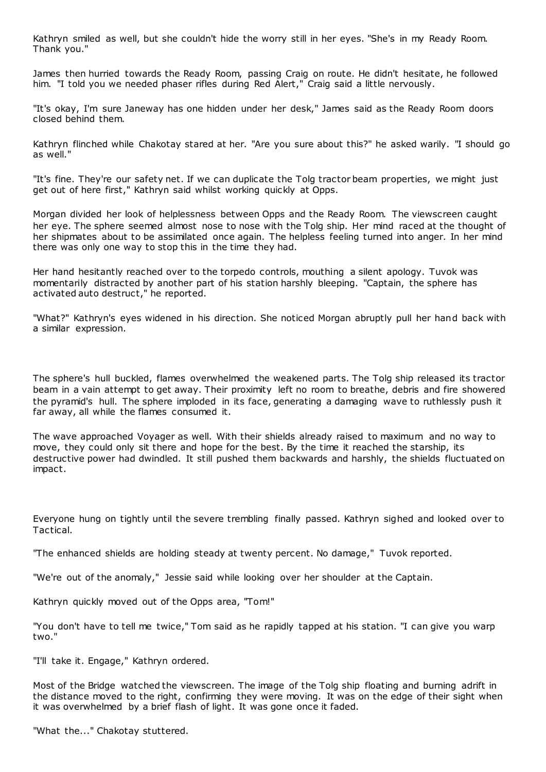Kathryn smiled as well, but she couldn't hide the worry still in her eyes. "She's in my Ready Room. Thank you."

James then hurried towards the Ready Room, passing Craig on route. He didn't hesitate, he followed him. "I told you we needed phaser rifles during Red Alert," Craig said a little nervously.

"It's okay, I'm sure Janeway has one hidden under her desk," James said as the Ready Room doors closed behind them.

Kathryn flinched while Chakotay stared at her. "Are you sure about this?" he asked warily. "I should go as well."

"It's fine. They're our safety net. If we can duplicate the Tolg tractor beam properties, we might just get out of here first," Kathryn said whilst working quickly at Opps.

Morgan divided her look of helplessness between Opps and the Ready Room. The viewscreen caught her eye. The sphere seemed almost nose to nose with the Tolg ship. Her mind raced at the thought of her shipmates about to be assimilated once again. The helpless feeling turned into anger. In her mind there was only one way to stop this in the time they had.

Her hand hesitantly reached over to the torpedo controls, mouthing a silent apology. Tuvok was momentarily distracted by another part of his station harshly bleeping. "Captain, the sphere has activated auto destruct," he reported.

"What?" Kathryn's eyes widened in his direction. She noticed Morgan abruptly pull her hand back with a similar expression.

The sphere's hull buckled, flames overwhelmed the weakened parts. The Tolg ship released its tractor beam in a vain attempt to get away. Their proximity left no room to breathe, debris and fire showered the pyramid's hull. The sphere imploded in its face, generating a damaging wave to ruthlessly push it far away, all while the flames consumed it.

The wave approached Voyager as well. With their shields already raised to maximum and no way to move, they could only sit there and hope for the best. By the time it reached the starship, its destructive power had dwindled. It still pushed them backwards and harshly, the shields fluctuated on impact.

Everyone hung on tightly until the severe trembling finally passed. Kathryn sighed and looked over to Tactical.

"The enhanced shields are holding steady at twenty percent. No damage," Tuvok reported.

"We're out of the anomaly," Jessie said while looking over her shoulder at the Captain.

Kathryn quickly moved out of the Opps area, "Tom!"

"You don't have to tell me twice," Tom said as he rapidly tapped at his station. "I can give you warp two."

"I'll take it. Engage," Kathryn ordered.

Most of the Bridge watched the viewscreen. The image of the Tolg ship floating and burning adrift in the distance moved to the right, confirming they were moving. It was on the edge of their sight when it was overwhelmed by a brief flash of light. It was gone once it faded.

"What the..." Chakotay stuttered.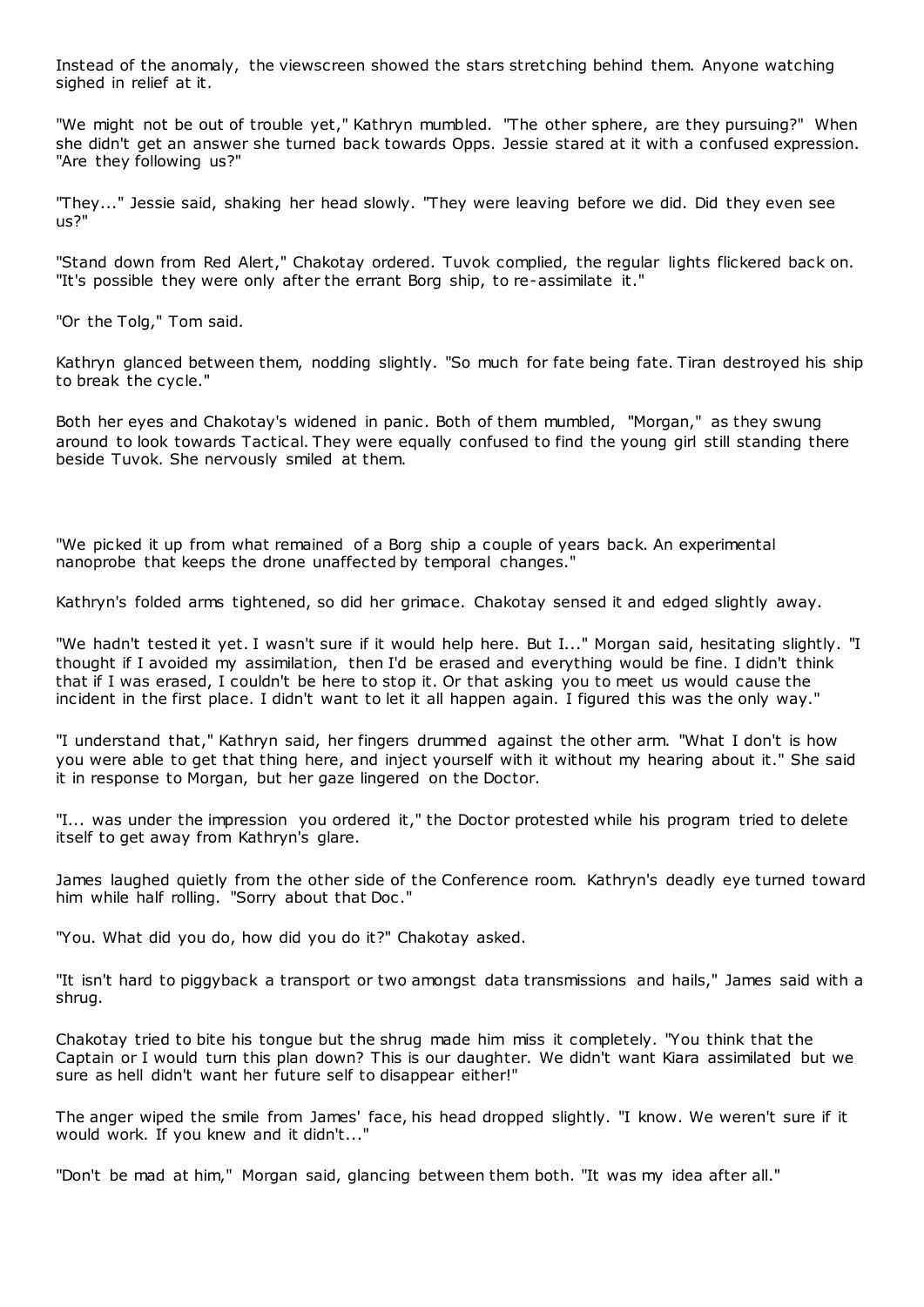Instead of the anomaly, the viewscreen showed the stars stretching behind them. Anyone watching sighed in relief at it.

"We might not be out of trouble yet," Kathryn mumbled. "The other sphere, are they pursuing?" When she didn't get an answer she turned back towards Opps. Jessie stared at it with a confused expression. "Are they following us?"

"They..." Jessie said, shaking her head slowly. "They were leaving before we did. Did they even see us?"

"Stand down from Red Alert," Chakotay ordered. Tuvok complied, the regular lights flickered back on. "It's possible they were only after the errant Borg ship, to re-assimilate it."

"Or the Tolg," Tom said.

Kathryn glanced between them, nodding slightly. "So much for fate being fate. Tiran destroyed his ship to break the cycle."

Both her eyes and Chakotay's widened in panic. Both of them mumbled, "Morgan," as they swung around to look towards Tactical. They were equally confused to find the young girl still standing there beside Tuvok. She nervously smiled at them.

"We picked it up from what remained of a Borg ship a couple of years back. An experimental nanoprobe that keeps the drone unaffected by temporal changes."

Kathryn's folded arms tightened, so did her grimace. Chakotay sensed it and edged slightly away.

"We hadn't tested it yet. I wasn't sure if it would help here. But I..." Morgan said, hesitating slightly. "I thought if I avoided my assimilation, then I'd be erased and everything would be fine. I didn't think that if I was erased, I couldn't be here to stop it. Or that asking you to meet us would cause the incident in the first place. I didn't want to let it all happen again. I figured this was the only way."

"I understand that," Kathryn said, her fingers drummed against the other arm. "What I don't is how you were able to get that thing here, and inject yourself with it without my hearing about it." She said it in response to Morgan, but her gaze lingered on the Doctor.

"I... was under the impression you ordered it," the Doctor protested while his program tried to delete itself to get away from Kathryn's glare.

James laughed quietly from the other side of the Conference room. Kathryn's deadly eye turned toward him while half rolling. "Sorry about that Doc."

"You. What did you do, how did you do it?" Chakotay asked.

"It isn't hard to piggyback a transport or two amongst data transmissions and hails," James said with a shrug.

Chakotay tried to bite his tongue but the shrug made him miss it completely. "You think that the Captain or I would turn this plan down? This is our daughter. We didn't want Kiara assimilated but we sure as hell didn't want her future self to disappear either!"

The anger wiped the smile from James' face, his head dropped slightly. "I know. We weren't sure if it would work. If you knew and it didn't..."

"Don't be mad at him," Morgan said, glancing between them both. "It was my idea after all."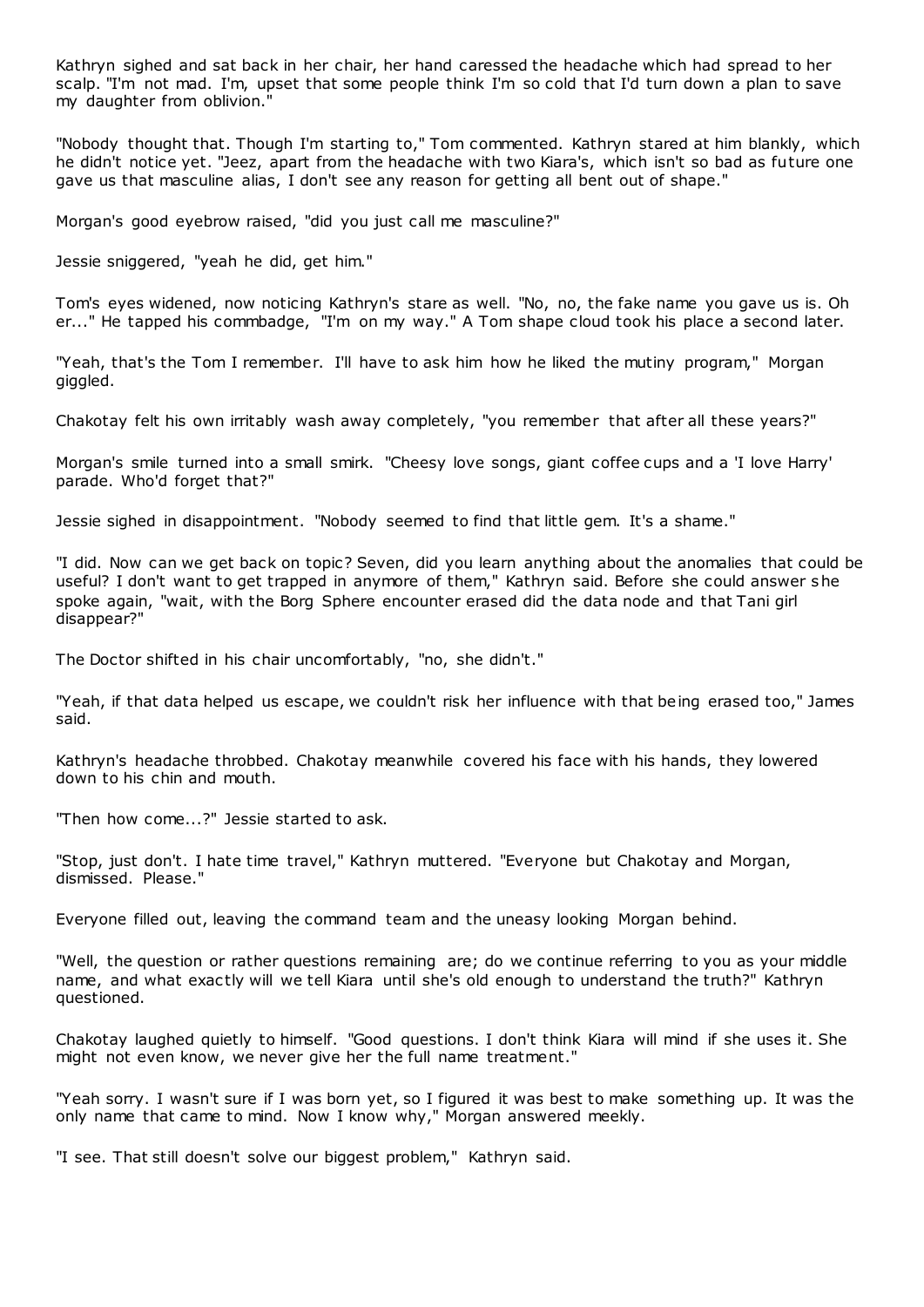Kathryn sighed and sat back in her chair, her hand caressed the headache which had spread to her scalp. "I'm not mad. I'm, upset that some people think I'm so cold that I'd turn down a plan to save my daughter from oblivion."

"Nobody thought that. Though I'm starting to," Tom commented. Kathryn stared at him blankly, which he didn't notice yet. "Jeez, apart from the headache with two Kiara's, which isn't so bad as future one gave us that masculine alias, I don't see any reason for getting all bent out of shape."

Morgan's good eyebrow raised, "did you just call me masculine?"

Jessie sniggered, "yeah he did, get him."

Tom's eyes widened, now noticing Kathryn's stare as well. "No, no, the fake name you gave us is. Oh er..." He tapped his commbadge, "I'm on my way." A Tom shape cloud took his place a second later.

"Yeah, that's the Tom I remember. I'll have to ask him how he liked the mutiny program," Morgan giggled.

Chakotay felt his own irritably wash away completely, "you remember that after all these years?"

Morgan's smile turned into a small smirk. "Cheesy love songs, giant coffee cups and a 'I love Harry' parade. Who'd forget that?"

Jessie sighed in disappointment. "Nobody seemed to find that little gem. It's a shame."

"I did. Now can we get back on topic? Seven, did you learn anything about the anomalies that could be useful? I don't want to get trapped in anymore of them," Kathryn said. Before she could answer she spoke again, "wait, with the Borg Sphere encounter erased did the data node and that Tani girl disappear?"

The Doctor shifted in his chair uncomfortably, "no, she didn't."

"Yeah, if that data helped us escape, we couldn't risk her influence with that being erased too," James said.

Kathryn's headache throbbed. Chakotay meanwhile covered his face with his hands, they lowered down to his chin and mouth.

"Then how come...?" Jessie started to ask.

"Stop, just don't. I hate time travel," Kathryn muttered. "Everyone but Chakotay and Morgan, dismissed. Please."

Everyone filled out, leaving the command team and the uneasy looking Morgan behind.

"Well, the question or rather questions remaining are; do we continue referring to you as your middle name, and what exactly will we tell Kiara until she's old enough to understand the truth?" Kathryn questioned.

Chakotay laughed quietly to himself. "Good questions. I don't think Kiara will mind if she uses it. She might not even know, we never give her the full name treatment."

"Yeah sorry. I wasn't sure if I was born yet, so I figured it was best to make something up. It was the only name that came to mind. Now I know why," Morgan answered meekly.

"I see. That still doesn't solve our biggest problem," Kathryn said.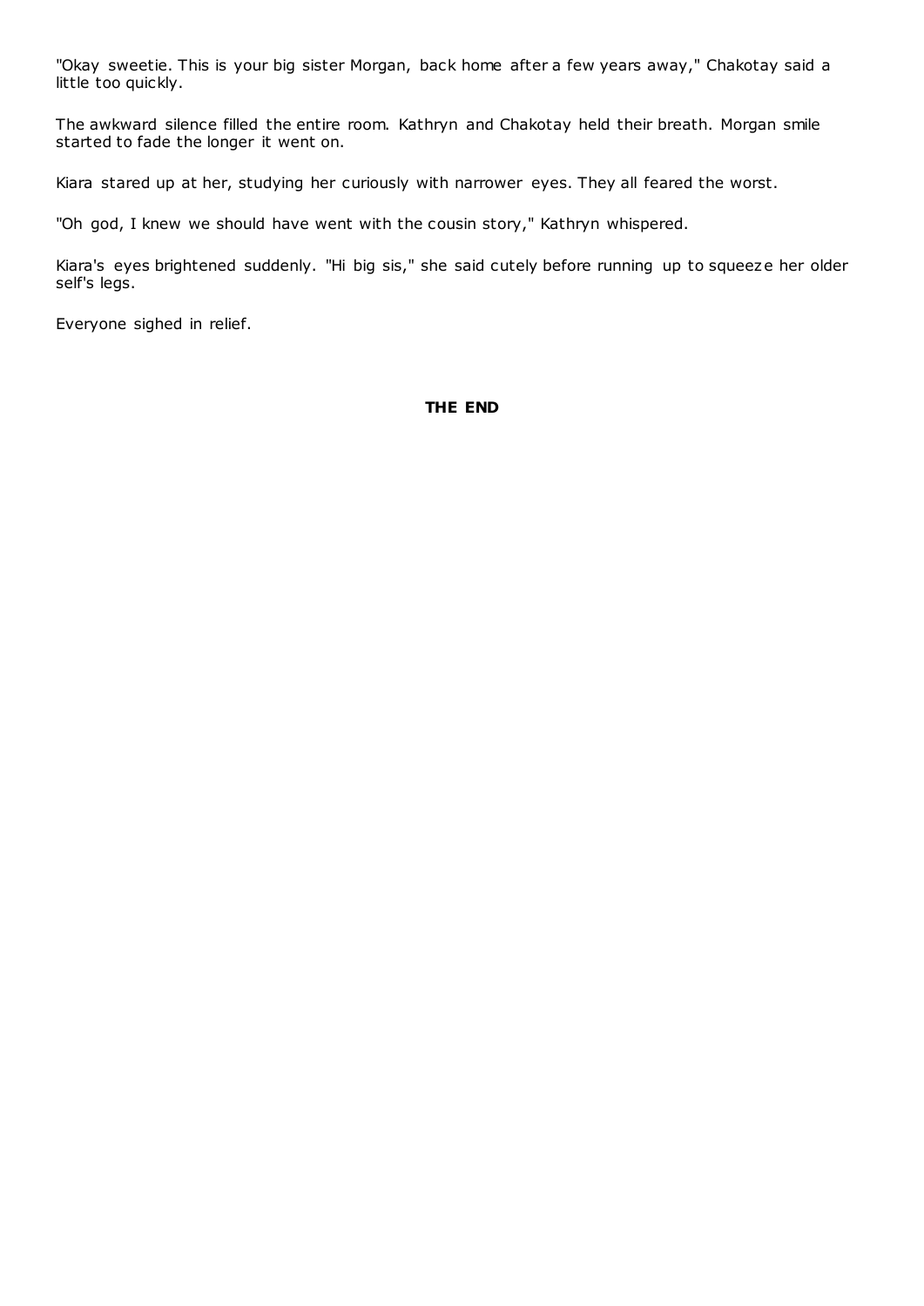"Okay sweetie. This is your big sister Morgan, back home after a few years away," Chakotay said a little too quickly.

The awkward silence filled the entire room. Kathryn and Chakotay held their breath. Morgan smile started to fade the longer it went on.

Kiara stared up at her, studying her curiously with narrower eyes. They all feared the worst.

"Oh god, I knew we should have went with the cousin story," Kathryn whispered.

Kiara's eyes brightened suddenly. "Hi big sis," she said cutely before running up to squeeze her older self's legs.

Everyone sighed in relief.

**THE END**